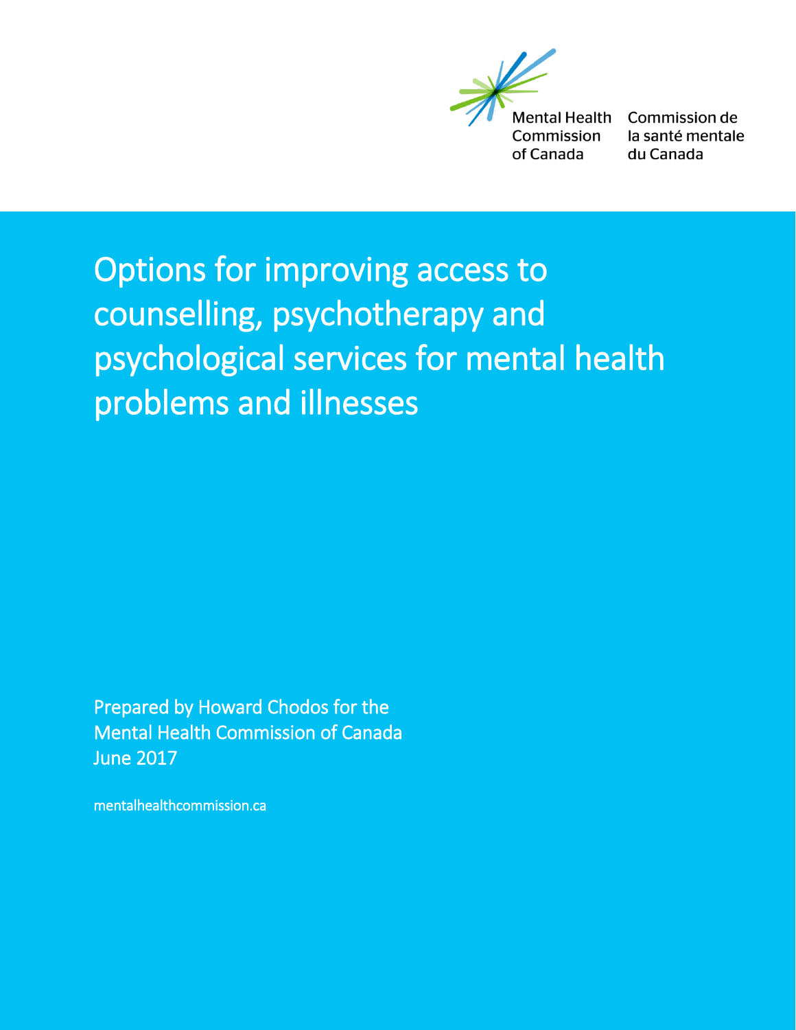Mental Health Commission of Canada

Commission de la santé mentale du Canada

# Options for improving access to counselling, psychotherapy and psychological services for mental health problems and illnesses

Prepared by Howard Chodos for the Mental Health Commission of Canada
June 2017

mentalhealthcommission.ca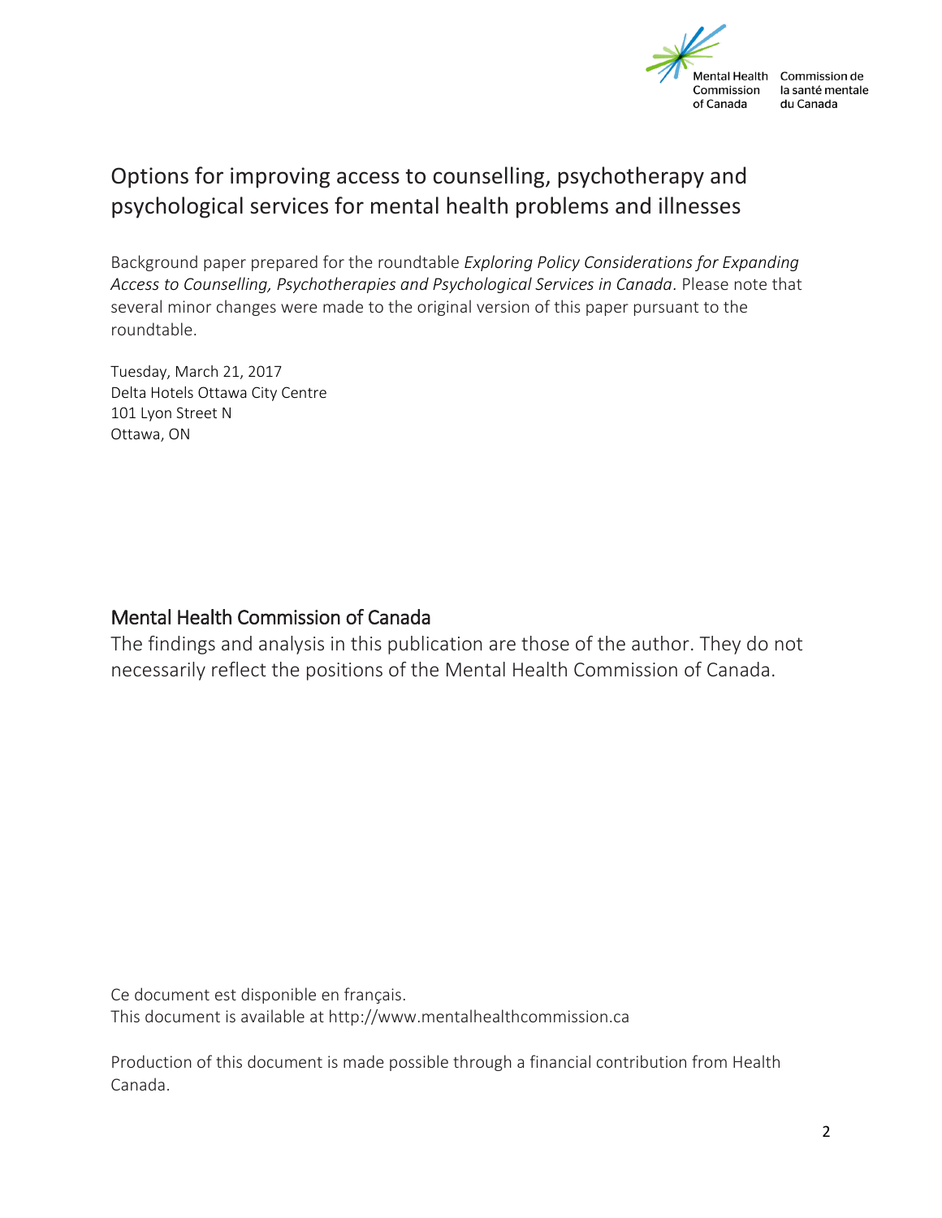Mental Health Commission of Canada | Commission de la santé mentale du Canada

# Options for improving access to counselling, psychotherapy and psychological services for mental health problems and illnesses

Background paper prepared for the roundtable *Exploring Policy Considerations for Expanding Access to Counselling, Psychotherapies and Psychological Services in Canada.* Please note that several minor changes were made to the original version of this paper pursuant to the roundtable.

Tuesday, March 21, 2017
Delta Hotels Ottawa City Centre
101 Lyon Street N
Ottawa, ON

## Mental Health Commission of Canada

The findings and analysis in this publication are those of the author. They do not necessarily reflect the positions of the Mental Health Commission of Canada.

Ce document est disponible en français.
This document is available at http://www.mentalhealthcommission.ca

Production of this document is made possible through a financial contribution from Health Canada.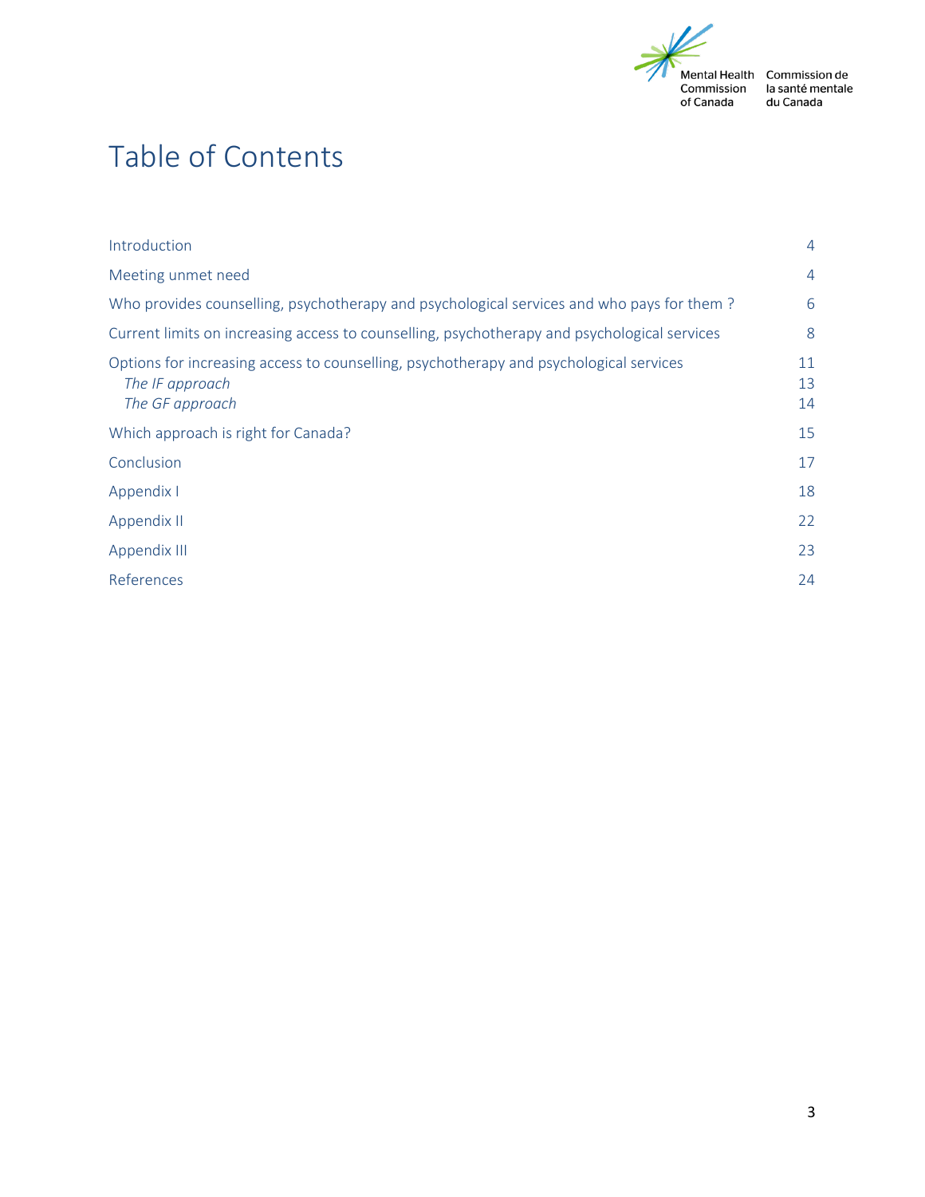# Table of Contents

| | |
|---|---|
| Introduction | 4 |
| Meeting unmet need | 4 |
| Who provides counselling, psychotherapy and psychological services and who pays for them ? | 6 |
| Current limits on increasing access to counselling, psychotherapy and psychological services | 8 |
| Options for increasing access to counselling, psychotherapy and psychological services | 11 |
| *The IF approach* | 13 |
| *The GF approach* | 14 |
| Which approach is right for Canada? | 15 |
| Conclusion | 17 |
| Appendix I | 18 |
| Appendix II | 22 |
| Appendix III | 23 |
| References | 24 |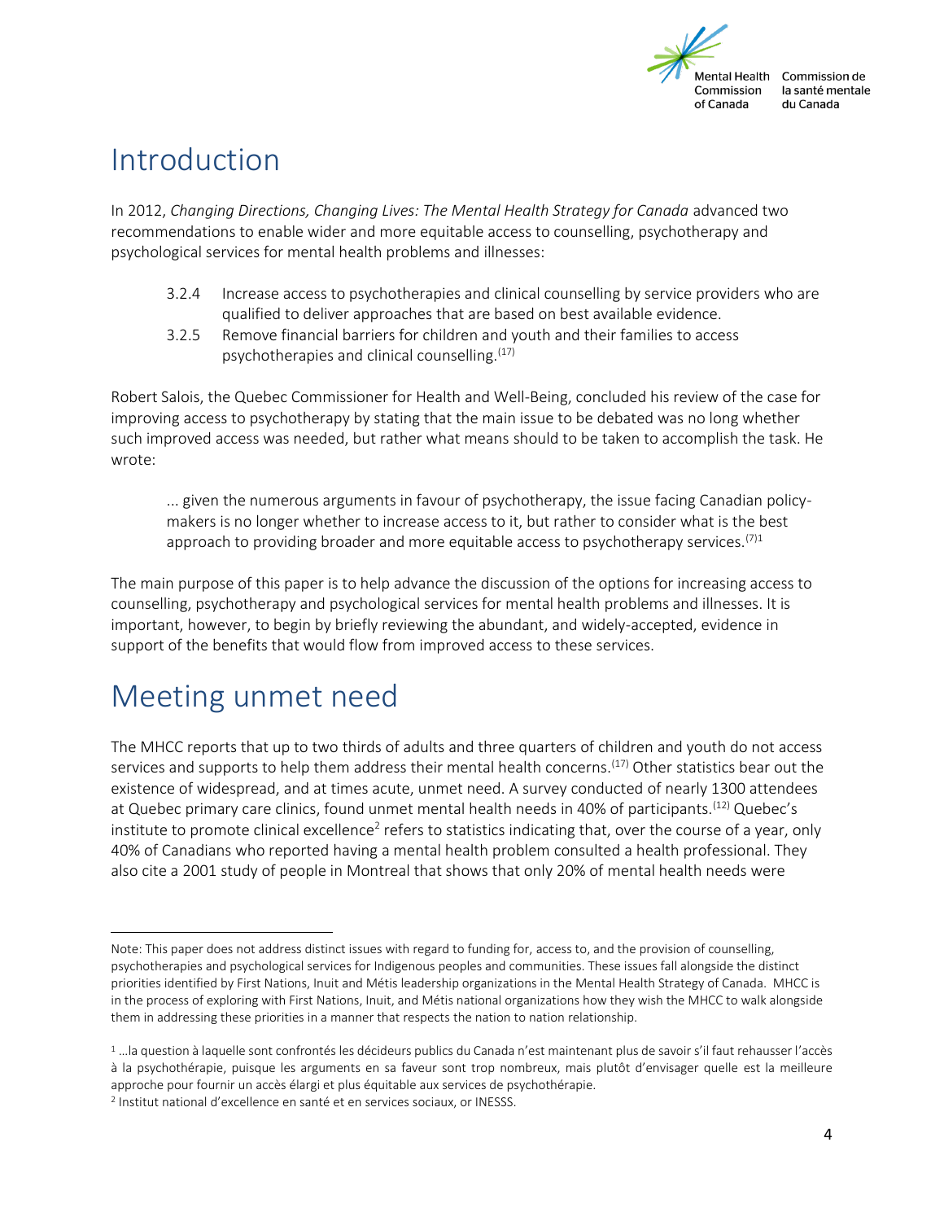# Introduction

In 2012, *Changing Directions, Changing Lives: The Mental Health Strategy for Canada* advanced two recommendations to enable wider and more equitable access to counselling, psychotherapy and psychological services for mental health problems and illnesses:

> 3.2.4 Increase access to psychotherapies and clinical counselling by service providers who are qualified to deliver approaches that are based on best available evidence.
>
> 3.2.5 Remove financial barriers for children and youth and their families to access psychotherapies and clinical counselling.[17]

Robert Salois, the Quebec Commissioner for Health and Well-Being, concluded his review of the case for improving access to psychotherapy by stating that the main issue to be debated was no long whether such improved access was needed, but rather what means should to be taken to accomplish the task. He wrote:

> ... given the numerous arguments in favour of psychotherapy, the issue facing Canadian policy-makers is no longer whether to increase access to it, but rather to consider what is the best approach to providing broader and more equitable access to psychotherapy services.[7][1]

The main purpose of this paper is to help advance the discussion of the options for increasing access to counselling, psychotherapy and psychological services for mental health problems and illnesses. It is important, however, to begin by briefly reviewing the abundant, and widely-accepted, evidence in support of the benefits that would flow from improved access to these services.

# Meeting unmet need

The MHCC reports that up to two thirds of adults and three quarters of children and youth do not access services and supports to help them address their mental health concerns.[17] Other statistics bear out the existence of widespread, and at times acute, unmet need. A survey conducted of nearly 1300 attendees at Quebec primary care clinics, found unmet mental health needs in 40% of participants.[12] Quebec's institute to promote clinical excellence[2] refers to statistics indicating that, over the course of a year, only 40% of Canadians who reported having a mental health problem consulted a health professional. They also cite a 2001 study of people in Montreal that shows that only 20% of mental health needs were

---

Note: This paper does not address distinct issues with regard to funding for, access to, and the provision of counselling, psychotherapies and psychological services for Indigenous peoples and communities. These issues fall alongside the distinct priorities identified by First Nations, Inuit and Métis leadership organizations in the Mental Health Strategy of Canada. MHCC is in the process of exploring with First Nations, Inuit, and Métis national organizations how they wish the MHCC to walk alongside them in addressing these priorities in a manner that respects the nation to nation relationship.

[1] …la question à laquelle sont confrontés les décideurs publics du Canada n'est maintenant plus de savoir s'il faut rehausser l'accès à la psychothérapie, puisque les arguments en sa faveur sont trop nombreux, mais plutôt d'envisager quelle est la meilleure approche pour fournir un accès élargi et plus équitable aux services de psychothérapie.

[2] Institut national d'excellence en santé et en services sociaux, or INESSS.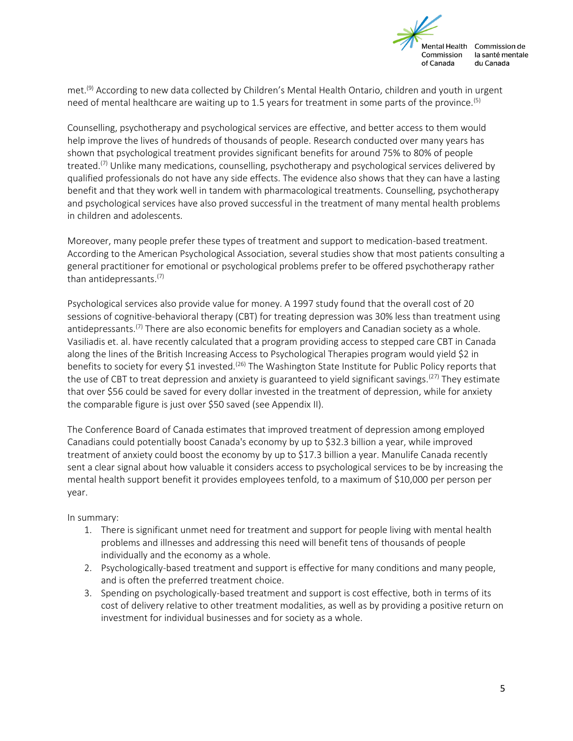met.[9] According to new data collected by Children's Mental Health Ontario, children and youth in urgent need of mental healthcare are waiting up to 1.5 years for treatment in some parts of the province.[5]

Counselling, psychotherapy and psychological services are effective, and better access to them would help improve the lives of hundreds of thousands of people. Research conducted over many years has shown that psychological treatment provides significant benefits for around 75% to 80% of people treated.[7] Unlike many medications, counselling, psychotherapy and psychological services delivered by qualified professionals do not have any side effects. The evidence also shows that they can have a lasting benefit and that they work well in tandem with pharmacological treatments. Counselling, psychotherapy and psychological services have also proved successful in the treatment of many mental health problems in children and adolescents.

Moreover, many people prefer these types of treatment and support to medication-based treatment. According to the American Psychological Association, several studies show that most patients consulting a general practitioner for emotional or psychological problems prefer to be offered psychotherapy rather than antidepressants.[7]

Psychological services also provide value for money. A 1997 study found that the overall cost of 20 sessions of cognitive-behavioral therapy (CBT) for treating depression was 30% less than treatment using antidepressants.[7] There are also economic benefits for employers and Canadian society as a whole. Vasiliadis et. al. have recently calculated that a program providing access to stepped care CBT in Canada along the lines of the British Increasing Access to Psychological Therapies program would yield $2 in benefits to society for every $1 invested.[26] The Washington State Institute for Public Policy reports that the use of CBT to treat depression and anxiety is guaranteed to yield significant savings.[27] They estimate that over $56 could be saved for every dollar invested in the treatment of depression, while for anxiety the comparable figure is just over $50 saved (see Appendix II).

The Conference Board of Canada estimates that improved treatment of depression among employed Canadians could potentially boost Canada's economy by up to $32.3 billion a year, while improved treatment of anxiety could boost the economy by up to $17.3 billion a year. Manulife Canada recently sent a clear signal about how valuable it considers access to psychological services to be by increasing the mental health support benefit it provides employees tenfold, to a maximum of $10,000 per person per year.

In summary:

1. There is significant unmet need for treatment and support for people living with mental health problems and illnesses and addressing this need will benefit tens of thousands of people individually and the economy as a whole.
2. Psychologically-based treatment and support is effective for many conditions and many people, and is often the preferred treatment choice.
3. Spending on psychologically-based treatment and support is cost effective, both in terms of its cost of delivery relative to other treatment modalities, as well as by providing a positive return on investment for individual businesses and for society as a whole.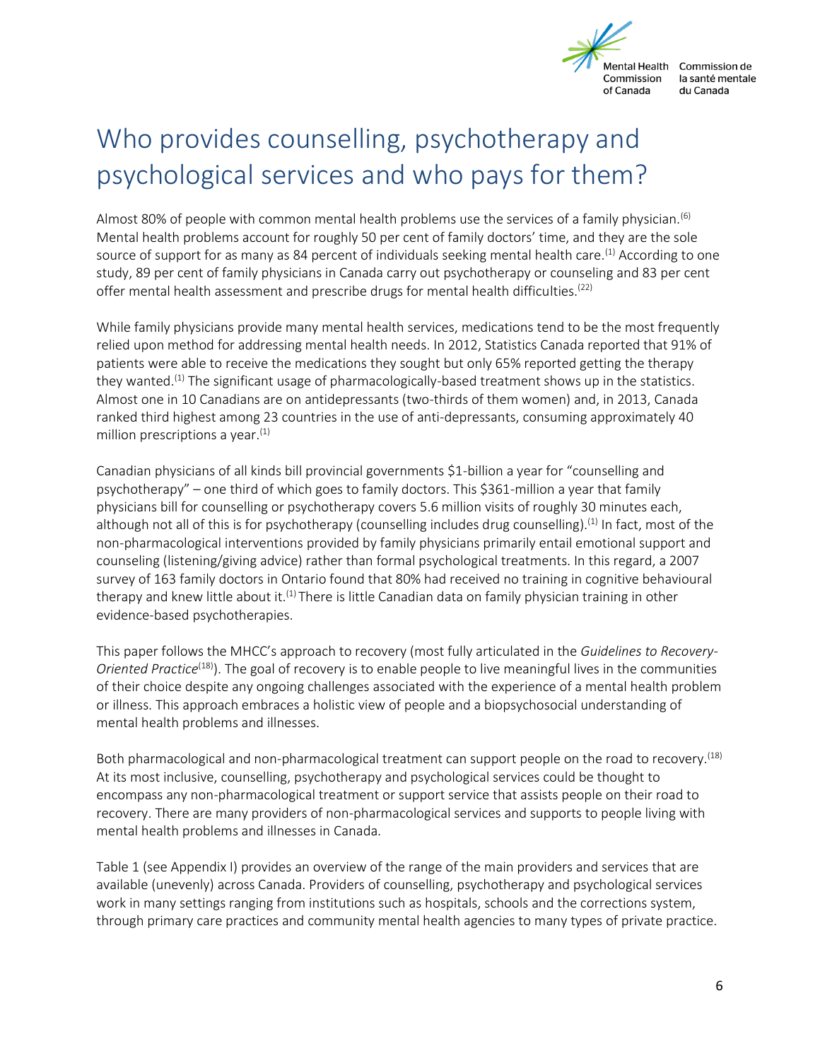# Who provides counselling, psychotherapy and psychological services and who pays for them?

Almost 80% of people with common mental health problems use the services of a family physician.[6] Mental health problems account for roughly 50 per cent of family doctors' time, and they are the sole source of support for as many as 84 percent of individuals seeking mental health care.[1] According to one study, 89 per cent of family physicians in Canada carry out psychotherapy or counseling and 83 per cent offer mental health assessment and prescribe drugs for mental health difficulties.[22]

While family physicians provide many mental health services, medications tend to be the most frequently relied upon method for addressing mental health needs. In 2012, Statistics Canada reported that 91% of patients were able to receive the medications they sought but only 65% reported getting the therapy they wanted.[1] The significant usage of pharmacologically-based treatment shows up in the statistics. Almost one in 10 Canadians are on antidepressants (two-thirds of them women) and, in 2013, Canada ranked third highest among 23 countries in the use of anti-depressants, consuming approximately 40 million prescriptions a year.[1]

Canadian physicians of all kinds bill provincial governments $1-billion a year for "counselling and psychotherapy" – one third of which goes to family doctors. This $361-million a year that family physicians bill for counselling or psychotherapy covers 5.6 million visits of roughly 30 minutes each, although not all of this is for psychotherapy (counselling includes drug counselling).[1] In fact, most of the non-pharmacological interventions provided by family physicians primarily entail emotional support and counseling (listening/giving advice) rather than formal psychological treatments. In this regard, a 2007 survey of 163 family doctors in Ontario found that 80% had received no training in cognitive behavioural therapy and knew little about it.[1] There is little Canadian data on family physician training in other evidence-based psychotherapies.

This paper follows the MHCC's approach to recovery (most fully articulated in the *Guidelines to Recovery-Oriented Practice*[18]). The goal of recovery is to enable people to live meaningful lives in the communities of their choice despite any ongoing challenges associated with the experience of a mental health problem or illness. This approach embraces a holistic view of people and a biopsychosocial understanding of mental health problems and illnesses.

Both pharmacological and non-pharmacological treatment can support people on the road to recovery.[18] At its most inclusive, counselling, psychotherapy and psychological services could be thought to encompass any non-pharmacological treatment or support service that assists people on their road to recovery. There are many providers of non-pharmacological services and supports to people living with mental health problems and illnesses in Canada.

Table 1 (see Appendix I) provides an overview of the range of the main providers and services that are available (unevenly) across Canada. Providers of counselling, psychotherapy and psychological services work in many settings ranging from institutions such as hospitals, schools and the corrections system, through primary care practices and community mental health agencies to many types of private practice.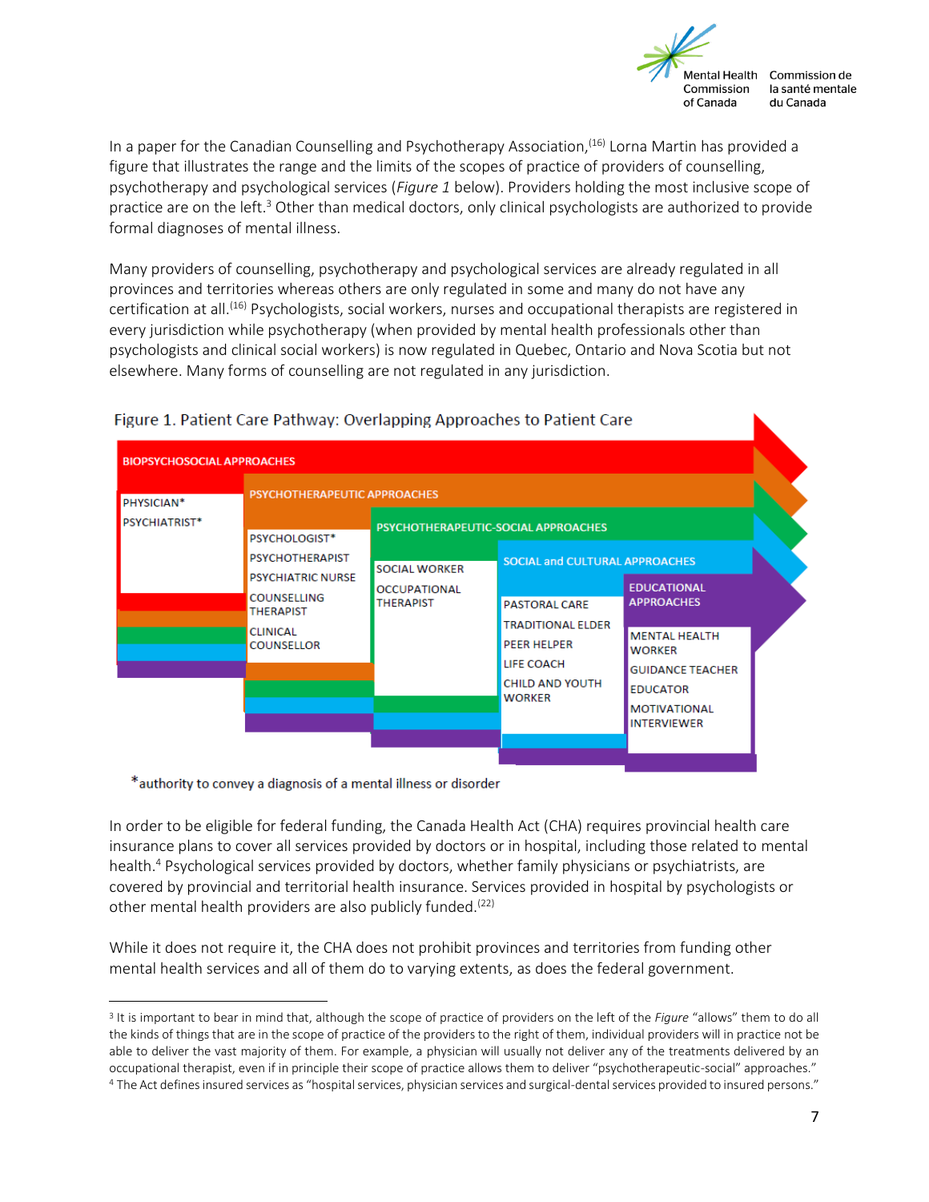In a paper for the Canadian Counselling and Psychotherapy Association,[16] Lorna Martin has provided a figure that illustrates the range and the limits of the scopes of practice of providers of counselling, psychotherapy and psychological services (*Figure 1* below). Providers holding the most inclusive scope of practice are on the left.[3] Other than medical doctors, only clinical psychologists are authorized to provide formal diagnoses of mental illness.

Many providers of counselling, psychotherapy and psychological services are already regulated in all provinces and territories whereas others are only regulated in some and many do not have any certification at all.[16] Psychologists, social workers, nurses and occupational therapists are registered in every jurisdiction while psychotherapy (when provided by mental health professionals other than psychologists and clinical social workers) is now regulated in Quebec, Ontario and Nova Scotia but not elsewhere. Many forms of counselling are not regulated in any jurisdiction.

Figure 1. Patient Care Pathway: Overlapping Approaches to Patient Care

BIOPSYCHOSOCIAL APPROACHES
- PHYSICIAN*
- PSYCHIATRIST*

PSYCHOTHERAPEUTIC APPROACHES
- PSYCHOLOGIST*
- PSYCHOTHERAPIST
- PSYCHIATRIC NURSE
- COUNSELLING THERAPIST
- CLINICAL COUNSELLOR

PSYCHOTHERAPEUTIC-SOCIAL APPROACHES
- SOCIAL WORKER
- OCCUPATIONAL THERAPIST

SOCIAL and CULTURAL APPROACHES
- PASTORAL CARE
- TRADITIONAL ELDER
- PEER HELPER
- LIFE COACH
- CHILD AND YOUTH WORKER

EDUCATIONAL APPROACHES
- MENTAL HEALTH WORKER
- GUIDANCE TEACHER
- EDUCATOR
- MOTIVATIONAL INTERVIEWER

*authority to convey a diagnosis of a mental illness or disorder

In order to be eligible for federal funding, the Canada Health Act (CHA) requires provincial health care insurance plans to cover all services provided by doctors or in hospital, including those related to mental health.[4] Psychological services provided by doctors, whether family physicians or psychiatrists, are covered by provincial and territorial health insurance. Services provided in hospital by psychologists or other mental health providers are also publicly funded.[22]

While it does not require it, the CHA does not prohibit provinces and territories from funding other mental health services and all of them do to varying extents, as does the federal government.

---

[3] It is important to bear in mind that, although the scope of practice of providers on the left of the *Figure* "allows" them to do all the kinds of things that are in the scope of practice of the providers to the right of them, individual providers will in practice not be able to deliver the vast majority of them. For example, a physician will usually not deliver any of the treatments delivered by an occupational therapist, even if in principle their scope of practice allows them to deliver "psychotherapeutic-social" approaches."

[4] The Act defines insured services as "hospital services, physician services and surgical-dental services provided to insured persons."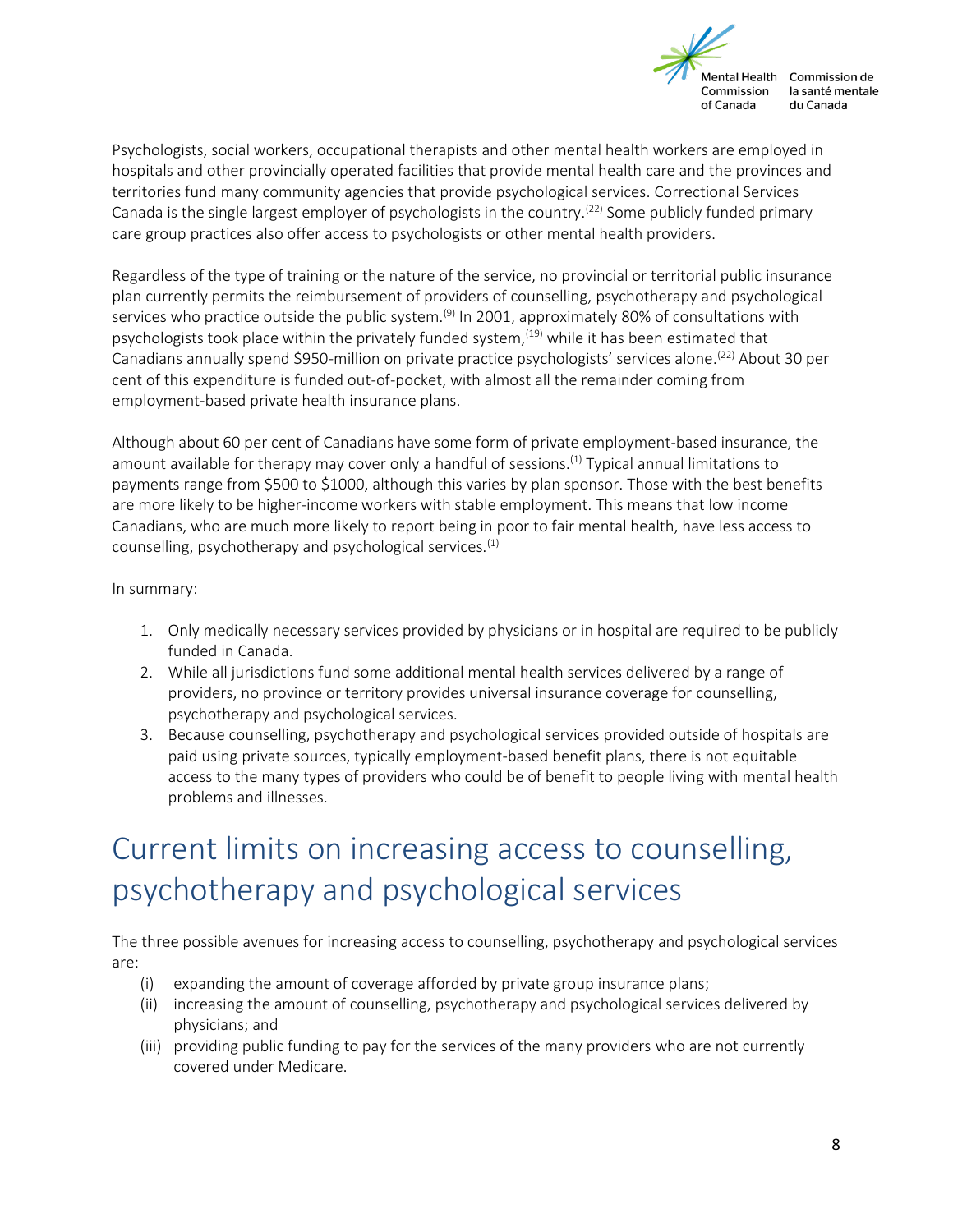Psychologists, social workers, occupational therapists and other mental health workers are employed in hospitals and other provincially operated facilities that provide mental health care and the provinces and territories fund many community agencies that provide psychological services. Correctional Services Canada is the single largest employer of psychologists in the country.[22] Some publicly funded primary care group practices also offer access to psychologists or other mental health providers.

Regardless of the type of training or the nature of the service, no provincial or territorial public insurance plan currently permits the reimbursement of providers of counselling, psychotherapy and psychological services who practice outside the public system.[9] In 2001, approximately 80% of consultations with psychologists took place within the privately funded system,[19] while it has been estimated that Canadians annually spend $950-million on private practice psychologists' services alone.[22] About 30 per cent of this expenditure is funded out-of-pocket, with almost all the remainder coming from employment-based private health insurance plans.

Although about 60 per cent of Canadians have some form of private employment-based insurance, the amount available for therapy may cover only a handful of sessions.[1] Typical annual limitations to payments range from $500 to $1000, although this varies by plan sponsor. Those with the best benefits are more likely to be higher-income workers with stable employment. This means that low income Canadians, who are much more likely to report being in poor to fair mental health, have less access to counselling, psychotherapy and psychological services.[1]

In summary:

1. Only medically necessary services provided by physicians or in hospital are required to be publicly funded in Canada.
2. While all jurisdictions fund some additional mental health services delivered by a range of providers, no province or territory provides universal insurance coverage for counselling, psychotherapy and psychological services.
3. Because counselling, psychotherapy and psychological services provided outside of hospitals are paid using private sources, typically employment-based benefit plans, there is not equitable access to the many types of providers who could be of benefit to people living with mental health problems and illnesses.

# Current limits on increasing access to counselling, psychotherapy and psychological services

The three possible avenues for increasing access to counselling, psychotherapy and psychological services are:

(i) expanding the amount of coverage afforded by private group insurance plans;
(ii) increasing the amount of counselling, psychotherapy and psychological services delivered by physicians; and
(iii) providing public funding to pay for the services of the many providers who are not currently covered under Medicare.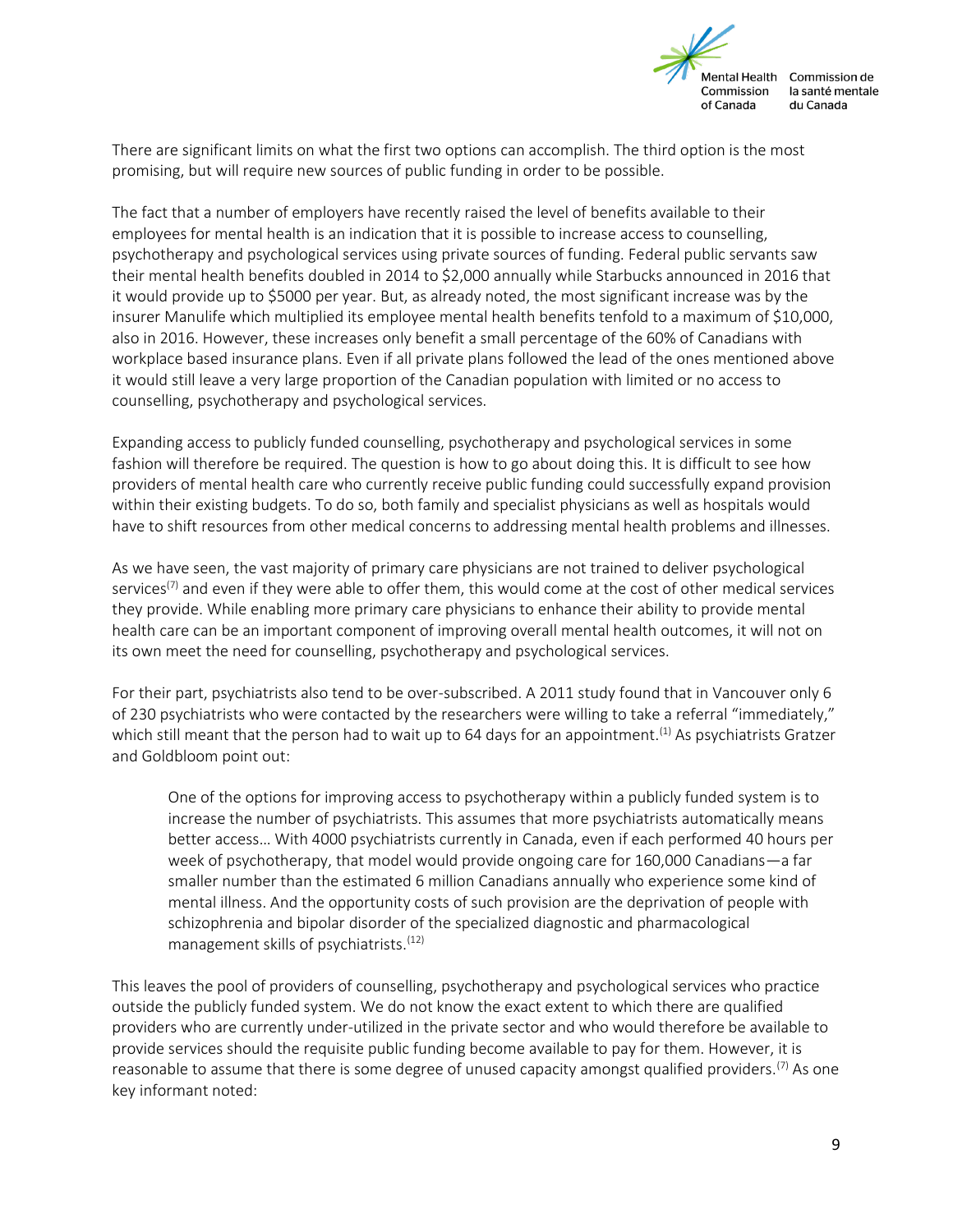There are significant limits on what the first two options can accomplish. The third option is the most promising, but will require new sources of public funding in order to be possible.

The fact that a number of employers have recently raised the level of benefits available to their employees for mental health is an indication that it is possible to increase access to counselling, psychotherapy and psychological services using private sources of funding. Federal public servants saw their mental health benefits doubled in 2014 to $2,000 annually while Starbucks announced in 2016 that it would provide up to $5000 per year. But, as already noted, the most significant increase was by the insurer Manulife which multiplied its employee mental health benefits tenfold to a maximum of $10,000, also in 2016. However, these increases only benefit a small percentage of the 60% of Canadians with workplace based insurance plans. Even if all private plans followed the lead of the ones mentioned above it would still leave a very large proportion of the Canadian population with limited or no access to counselling, psychotherapy and psychological services.

Expanding access to publicly funded counselling, psychotherapy and psychological services in some fashion will therefore be required. The question is how to go about doing this. It is difficult to see how providers of mental health care who currently receive public funding could successfully expand provision within their existing budgets. To do so, both family and specialist physicians as well as hospitals would have to shift resources from other medical concerns to addressing mental health problems and illnesses.

As we have seen, the vast majority of primary care physicians are not trained to deliver psychological services[7] and even if they were able to offer them, this would come at the cost of other medical services they provide. While enabling more primary care physicians to enhance their ability to provide mental health care can be an important component of improving overall mental health outcomes, it will not on its own meet the need for counselling, psychotherapy and psychological services.

For their part, psychiatrists also tend to be over-subscribed. A 2011 study found that in Vancouver only 6 of 230 psychiatrists who were contacted by the researchers were willing to take a referral "immediately," which still meant that the person had to wait up to 64 days for an appointment.[1] As psychiatrists Gratzer and Goldbloom point out:

> One of the options for improving access to psychotherapy within a publicly funded system is to increase the number of psychiatrists. This assumes that more psychiatrists automatically means better access… With 4000 psychiatrists currently in Canada, even if each performed 40 hours per week of psychotherapy, that model would provide ongoing care for 160,000 Canadians—a far smaller number than the estimated 6 million Canadians annually who experience some kind of mental illness. And the opportunity costs of such provision are the deprivation of people with schizophrenia and bipolar disorder of the specialized diagnostic and pharmacological management skills of psychiatrists.[12]

This leaves the pool of providers of counselling, psychotherapy and psychological services who practice outside the publicly funded system. We do not know the exact extent to which there are qualified providers who are currently under-utilized in the private sector and who would therefore be available to provide services should the requisite public funding become available to pay for them. However, it is reasonable to assume that there is some degree of unused capacity amongst qualified providers.[7] As one key informant noted: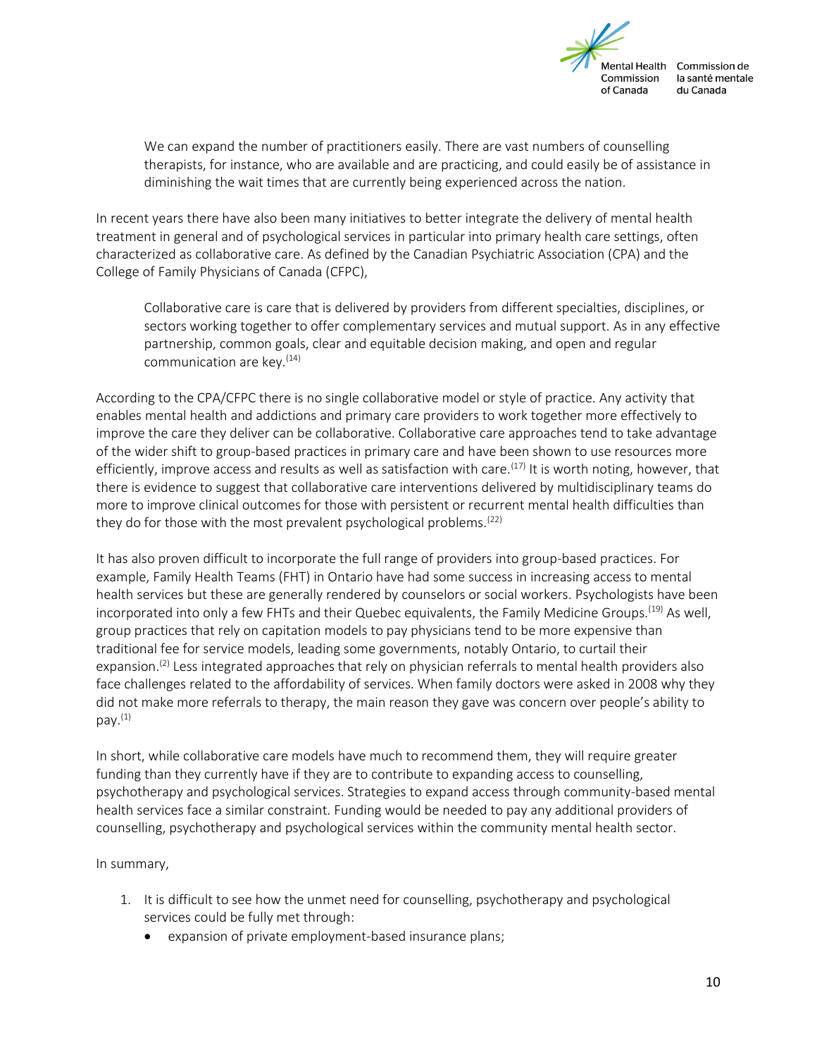> We can expand the number of practitioners easily. There are vast numbers of counselling therapists, for instance, who are available and are practicing, and could easily be of assistance in diminishing the wait times that are currently being experienced across the nation.

In recent years there have also been many initiatives to better integrate the delivery of mental health treatment in general and of psychological services in particular into primary health care settings, often characterized as collaborative care. As defined by the Canadian Psychiatric Association (CPA) and the College of Family Physicians of Canada (CFPC),

> Collaborative care is care that is delivered by providers from different specialties, disciplines, or sectors working together to offer complementary services and mutual support. As in any effective partnership, common goals, clear and equitable decision making, and open and regular communication are key.[14]

According to the CPA/CFPC there is no single collaborative model or style of practice. Any activity that enables mental health and addictions and primary care providers to work together more effectively to improve the care they deliver can be collaborative. Collaborative care approaches tend to take advantage of the wider shift to group-based practices in primary care and have been shown to use resources more efficiently, improve access and results as well as satisfaction with care.[17] It is worth noting, however, that there is evidence to suggest that collaborative care interventions delivered by multidisciplinary teams do more to improve clinical outcomes for those with persistent or recurrent mental health difficulties than they do for those with the most prevalent psychological problems.[22]

It has also proven difficult to incorporate the full range of providers into group-based practices. For example, Family Health Teams (FHT) in Ontario have had some success in increasing access to mental health services but these are generally rendered by counselors or social workers. Psychologists have been incorporated into only a few FHTs and their Quebec equivalents, the Family Medicine Groups.[19] As well, group practices that rely on capitation models to pay physicians tend to be more expensive than traditional fee for service models, leading some governments, notably Ontario, to curtail their expansion.[2] Less integrated approaches that rely on physician referrals to mental health providers also face challenges related to the affordability of services. When family doctors were asked in 2008 why they did not make more referrals to therapy, the main reason they gave was concern over people's ability to pay.[1]

In short, while collaborative care models have much to recommend them, they will require greater funding than they currently have if they are to contribute to expanding access to counselling, psychotherapy and psychological services. Strategies to expand access through community-based mental health services face a similar constraint. Funding would be needed to pay any additional providers of counselling, psychotherapy and psychological services within the community mental health sector.

In summary,

1. It is difficult to see how the unmet need for counselling, psychotherapy and psychological services could be fully met through:
   - expansion of private employment-based insurance plans;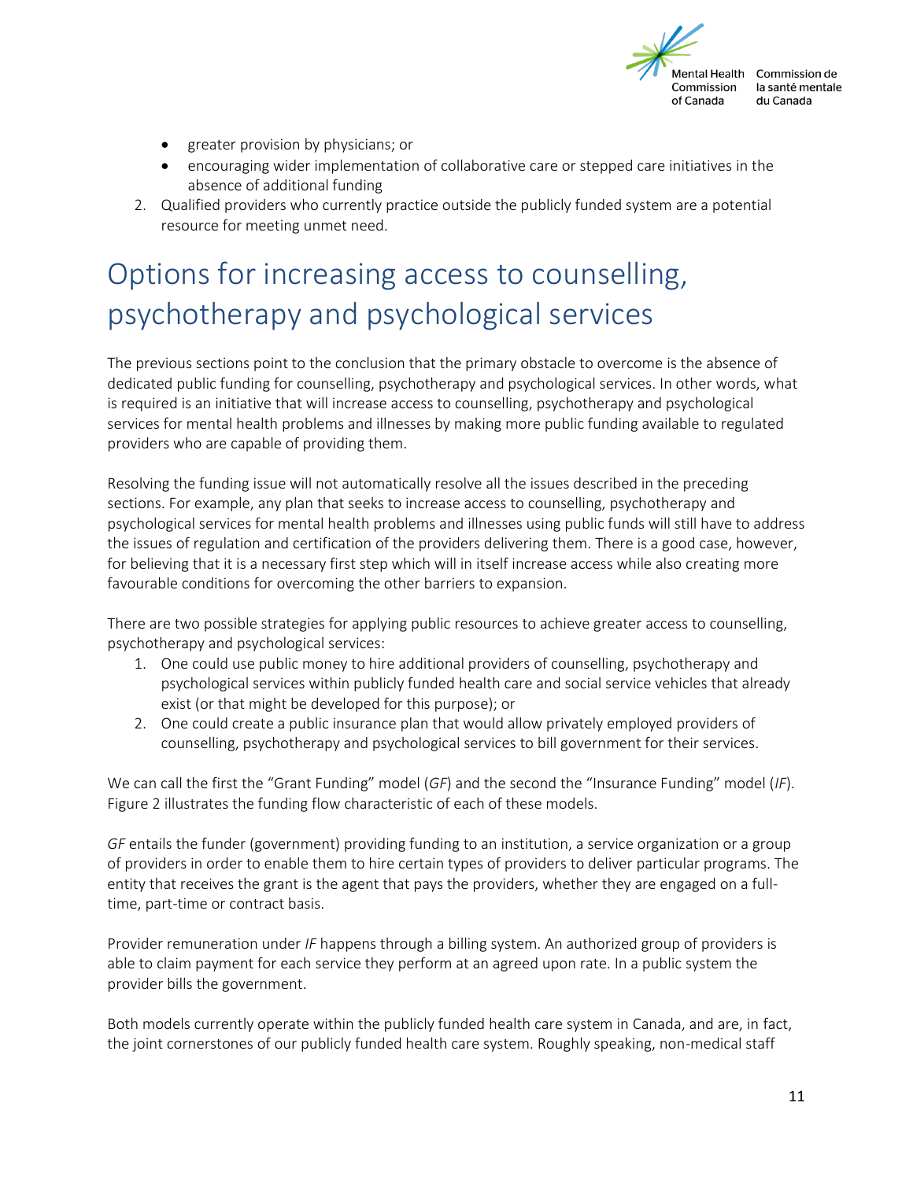- greater provision by physicians; or
- encouraging wider implementation of collaborative care or stepped care initiatives in the absence of additional funding

2. Qualified providers who currently practice outside the publicly funded system are a potential resource for meeting unmet need.

# Options for increasing access to counselling, psychotherapy and psychological services

The previous sections point to the conclusion that the primary obstacle to overcome is the absence of dedicated public funding for counselling, psychotherapy and psychological services. In other words, what is required is an initiative that will increase access to counselling, psychotherapy and psychological services for mental health problems and illnesses by making more public funding available to regulated providers who are capable of providing them.

Resolving the funding issue will not automatically resolve all the issues described in the preceding sections. For example, any plan that seeks to increase access to counselling, psychotherapy and psychological services for mental health problems and illnesses using public funds will still have to address the issues of regulation and certification of the providers delivering them. There is a good case, however, for believing that it is a necessary first step which will in itself increase access while also creating more favourable conditions for overcoming the other barriers to expansion.

There are two possible strategies for applying public resources to achieve greater access to counselling, psychotherapy and psychological services:

1. One could use public money to hire additional providers of counselling, psychotherapy and psychological services within publicly funded health care and social service vehicles that already exist (or that might be developed for this purpose); or
2. One could create a public insurance plan that would allow privately employed providers of counselling, psychotherapy and psychological services to bill government for their services.

We can call the first the "Grant Funding" model (*GF*) and the second the "Insurance Funding" model (*IF*). Figure 2 illustrates the funding flow characteristic of each of these models.

*GF* entails the funder (government) providing funding to an institution, a service organization or a group of providers in order to enable them to hire certain types of providers to deliver particular programs. The entity that receives the grant is the agent that pays the providers, whether they are engaged on a full-time, part-time or contract basis.

Provider remuneration under *IF* happens through a billing system. An authorized group of providers is able to claim payment for each service they perform at an agreed upon rate. In a public system the provider bills the government.

Both models currently operate within the publicly funded health care system in Canada, and are, in fact, the joint cornerstones of our publicly funded health care system. Roughly speaking, non-medical staff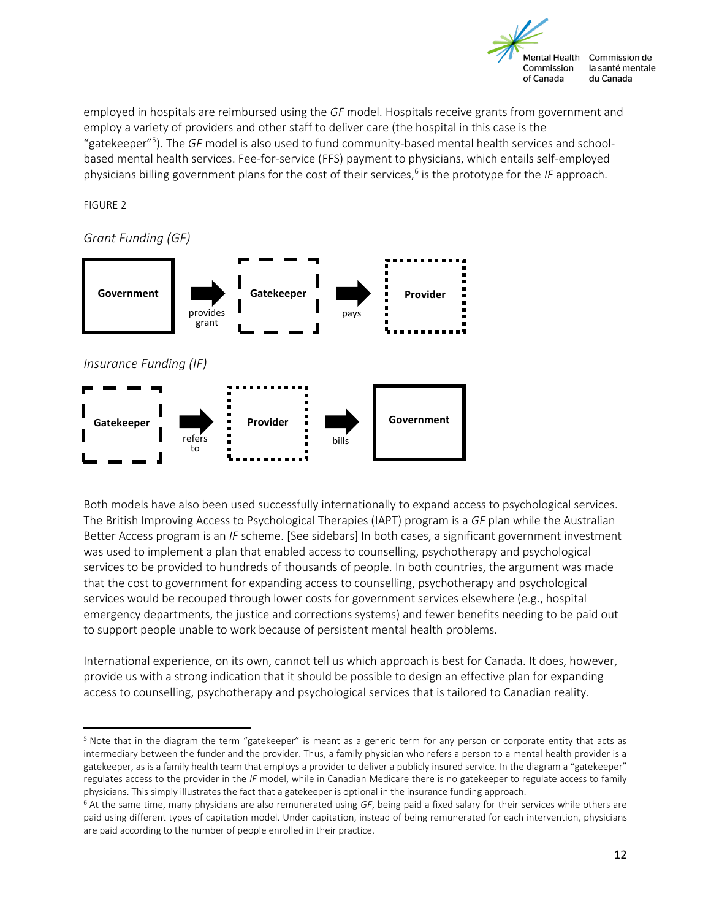employed in hospitals are reimbursed using the *GF* model. Hospitals receive grants from government and employ a variety of providers and other staff to deliver care (the hospital in this case is the "gatekeeper"[5]). The *GF* model is also used to fund community-based mental health services and school-based mental health services. Fee-for-service (FFS) payment to physicians, which entails self-employed physicians billing government plans for the cost of their services,[6] is the prototype for the *IF* approach.

FIGURE 2

*Grant Funding (GF)*

**Government** → provides grant → **Gatekeeper** → pays → **Provider**

*Insurance Funding (IF)*

**Gatekeeper** → refers to → **Provider** → bills → **Government**

Both models have also been used successfully internationally to expand access to psychological services. The British Improving Access to Psychological Therapies (IAPT) program is a *GF* plan while the Australian Better Access program is an *IF* scheme. [See sidebars] In both cases, a significant government investment was used to implement a plan that enabled access to counselling, psychotherapy and psychological services to be provided to hundreds of thousands of people. In both countries, the argument was made that the cost to government for expanding access to counselling, psychotherapy and psychological services would be recouped through lower costs for government services elsewhere (e.g., hospital emergency departments, the justice and corrections systems) and fewer benefits needing to be paid out to support people unable to work because of persistent mental health problems.

International experience, on its own, cannot tell us which approach is best for Canada. It does, however, provide us with a strong indication that it should be possible to design an effective plan for expanding access to counselling, psychotherapy and psychological services that is tailored to Canadian reality.

---

[5] Note that in the diagram the term "gatekeeper" is meant as a generic term for any person or corporate entity that acts as intermediary between the funder and the provider. Thus, a family physician who refers a person to a mental health provider is a gatekeeper, as is a family health team that employs a provider to deliver a publicly insured service. In the diagram a "gatekeeper" regulates access to the provider in the *IF* model, while in Canadian Medicare there is no gatekeeper to regulate access to family physicians. This simply illustrates the fact that a gatekeeper is optional in the insurance funding approach.

[6] At the same time, many physicians are also remunerated using *GF*, being paid a fixed salary for their services while others are paid using different types of capitation model. Under capitation, instead of being remunerated for each intervention, physicians are paid according to the number of people enrolled in their practice.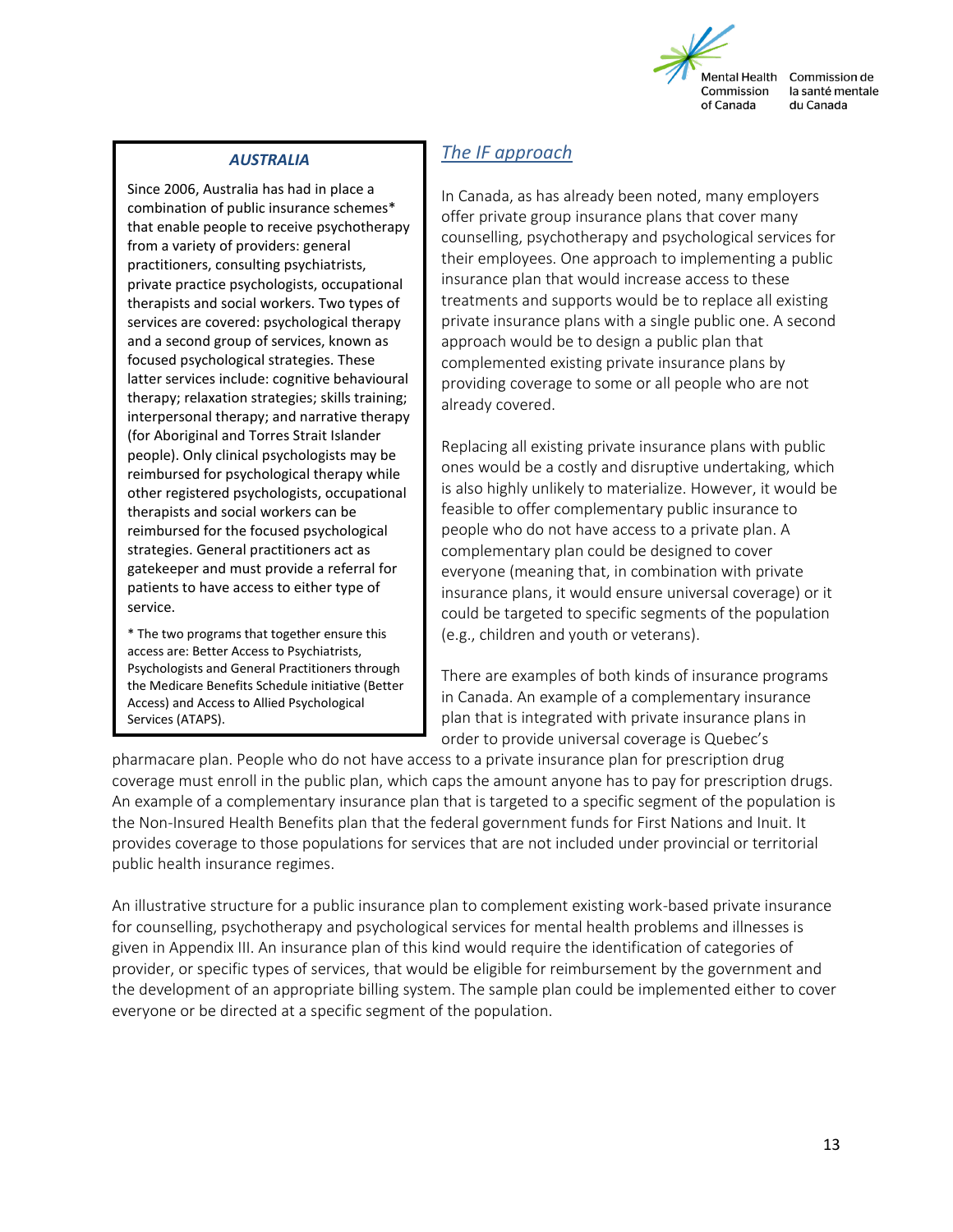> ***AUSTRALIA***
>
> Since 2006, Australia has had in place a combination of public insurance schemes* that enable people to receive psychotherapy from a variety of providers: general practitioners, consulting psychiatrists, private practice psychologists, occupational therapists and social workers. Two types of services are covered: psychological therapy and a second group of services, known as focused psychological strategies. These latter services include: cognitive behavioural therapy; relaxation strategies; skills training; interpersonal therapy; and narrative therapy (for Aboriginal and Torres Strait Islander people). Only clinical psychologists may be reimbursed for psychological therapy while other registered psychologists, occupational therapists and social workers can be reimbursed for the focused psychological strategies. General practitioners act as gatekeeper and must provide a referral for patients to have access to either type of service.
>
> * The two programs that together ensure this access are: Better Access to Psychiatrists, Psychologists and General Practitioners through the Medicare Benefits Schedule initiative (Better Access) and Access to Allied Psychological Services (ATAPS).

## *The IF approach*

In Canada, as has already been noted, many employers offer private group insurance plans that cover many counselling, psychotherapy and psychological services for their employees. One approach to implementing a public insurance plan that would increase access to these treatments and supports would be to replace all existing private insurance plans with a single public one. A second approach would be to design a public plan that complemented existing private insurance plans by providing coverage to some or all people who are not already covered.

Replacing all existing private insurance plans with public ones would be a costly and disruptive undertaking, which is also highly unlikely to materialize. However, it would be feasible to offer complementary public insurance to people who do not have access to a private plan. A complementary plan could be designed to cover everyone (meaning that, in combination with private insurance plans, it would ensure universal coverage) or it could be targeted to specific segments of the population (e.g., children and youth or veterans).

There are examples of both kinds of insurance programs in Canada. An example of a complementary insurance plan that is integrated with private insurance plans in order to provide universal coverage is Quebec's pharmacare plan. People who do not have access to a private insurance plan for prescription drug coverage must enroll in the public plan, which caps the amount anyone has to pay for prescription drugs. An example of a complementary insurance plan that is targeted to a specific segment of the population is the Non-Insured Health Benefits plan that the federal government funds for First Nations and Inuit. It provides coverage to those populations for services that are not included under provincial or territorial public health insurance regimes.

An illustrative structure for a public insurance plan to complement existing work-based private insurance for counselling, psychotherapy and psychological services for mental health problems and illnesses is given in Appendix III. An insurance plan of this kind would require the identification of categories of provider, or specific types of services, that would be eligible for reimbursement by the government and the development of an appropriate billing system. The sample plan could be implemented either to cover everyone or be directed at a specific segment of the population.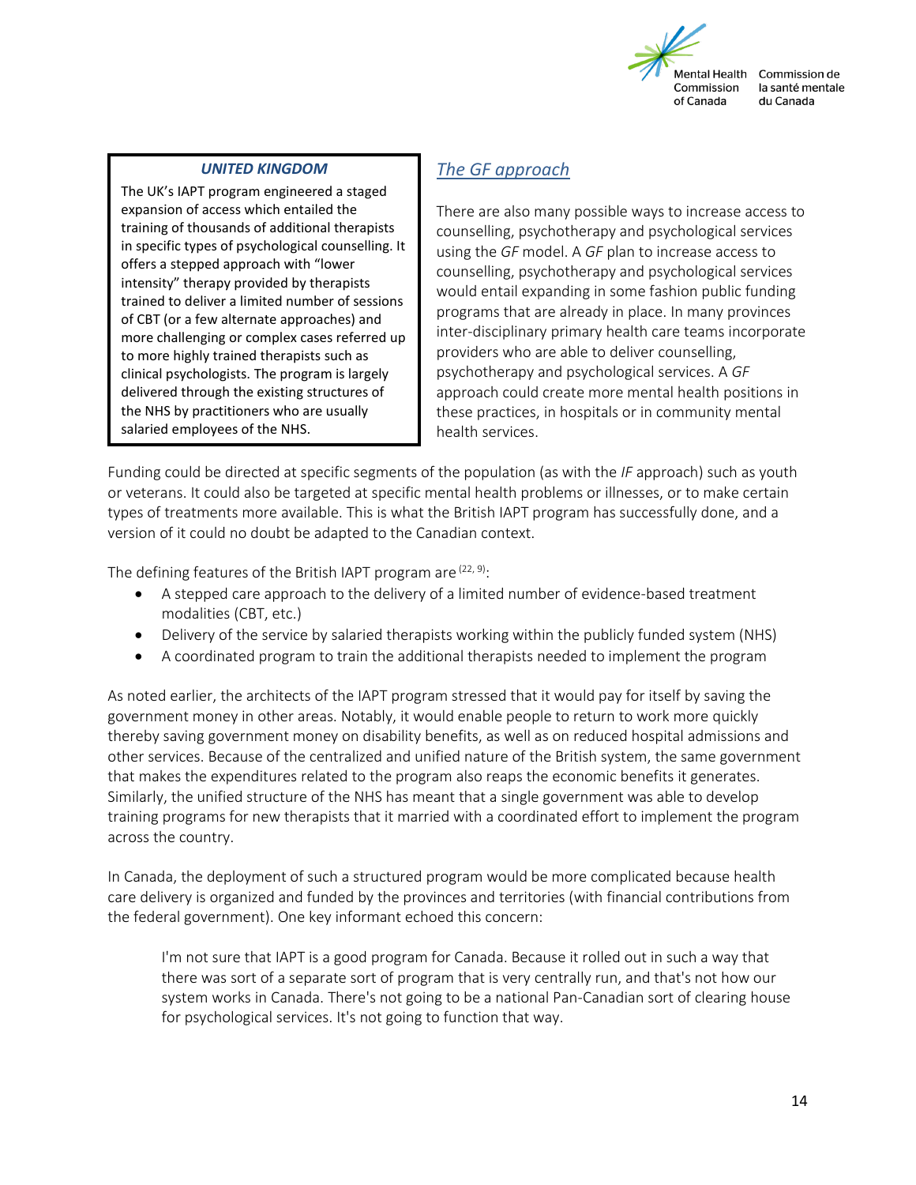**UNITED KINGDOM**

The UK's IAPT program engineered a staged expansion of access which entailed the training of thousands of additional therapists in specific types of psychological counselling. It offers a stepped approach with "lower intensity" therapy provided by therapists trained to deliver a limited number of sessions of CBT (or a few alternate approaches) and more challenging or complex cases referred up to more highly trained therapists such as clinical psychologists. The program is largely delivered through the existing structures of the NHS by practitioners who are usually salaried employees of the NHS.

## The *GF* approach

There are also many possible ways to increase access to counselling, psychotherapy and psychological services using the *GF* model. A *GF* plan to increase access to counselling, psychotherapy and psychological services would entail expanding in some fashion public funding programs that are already in place. In many provinces inter-disciplinary primary health care teams incorporate providers who are able to deliver counselling, psychotherapy and psychological services. A *GF* approach could create more mental health positions in these practices, in hospitals or in community mental health services.

Funding could be directed at specific segments of the population (as with the *IF* approach) such as youth or veterans. It could also be targeted at specific mental health problems or illnesses, or to make certain types of treatments more available. This is what the British IAPT program has successfully done, and a version of it could no doubt be adapted to the Canadian context.

The defining features of the British IAPT program are [22, 9]:

- A stepped care approach to the delivery of a limited number of evidence-based treatment modalities (CBT, etc.)
- Delivery of the service by salaried therapists working within the publicly funded system (NHS)
- A coordinated program to train the additional therapists needed to implement the program

As noted earlier, the architects of the IAPT program stressed that it would pay for itself by saving the government money in other areas. Notably, it would enable people to return to work more quickly thereby saving government money on disability benefits, as well as on reduced hospital admissions and other services. Because of the centralized and unified nature of the British system, the same government that makes the expenditures related to the program also reaps the economic benefits it generates. Similarly, the unified structure of the NHS has meant that a single government was able to develop training programs for new therapists that it married with a coordinated effort to implement the program across the country.

In Canada, the deployment of such a structured program would be more complicated because health care delivery is organized and funded by the provinces and territories (with financial contributions from the federal government). One key informant echoed this concern:

> I'm not sure that IAPT is a good program for Canada. Because it rolled out in such a way that there was sort of a separate sort of program that is very centrally run, and that's not how our system works in Canada. There's not going to be a national Pan-Canadian sort of clearing house for psychological services. It's not going to function that way.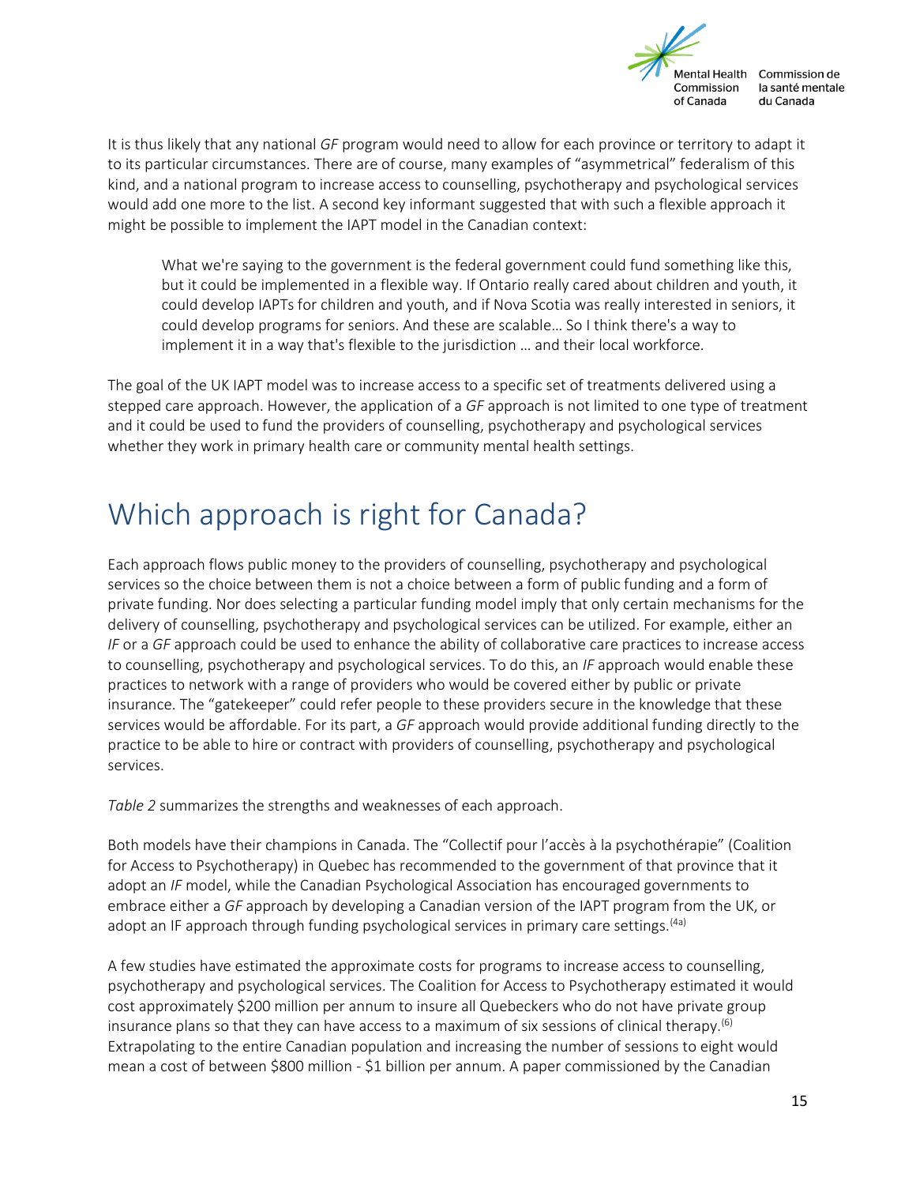It is thus likely that any national *GF* program would need to allow for each province or territory to adapt it to its particular circumstances. There are of course, many examples of "asymmetrical" federalism of this kind, and a national program to increase access to counselling, psychotherapy and psychological services would add one more to the list. A second key informant suggested that with such a flexible approach it might be possible to implement the IAPT model in the Canadian context:

> What we're saying to the government is the federal government could fund something like this, but it could be implemented in a flexible way. If Ontario really cared about children and youth, it could develop IAPTs for children and youth, and if Nova Scotia was really interested in seniors, it could develop programs for seniors. And these are scalable… So I think there's a way to implement it in a way that's flexible to the jurisdiction … and their local workforce.

The goal of the UK IAPT model was to increase access to a specific set of treatments delivered using a stepped care approach. However, the application of a *GF* approach is not limited to one type of treatment and it could be used to fund the providers of counselling, psychotherapy and psychological services whether they work in primary health care or community mental health settings.

# Which approach is right for Canada?

Each approach flows public money to the providers of counselling, psychotherapy and psychological services so the choice between them is not a choice between a form of public funding and a form of private funding. Nor does selecting a particular funding model imply that only certain mechanisms for the delivery of counselling, psychotherapy and psychological services can be utilized. For example, either an *IF* or a *GF* approach could be used to enhance the ability of collaborative care practices to increase access to counselling, psychotherapy and psychological services. To do this, an *IF* approach would enable these practices to network with a range of providers who would be covered either by public or private insurance. The "gatekeeper" could refer people to these providers secure in the knowledge that these services would be affordable. For its part, a *GF* approach would provide additional funding directly to the practice to be able to hire or contract with providers of counselling, psychotherapy and psychological services.

*Table 2* summarizes the strengths and weaknesses of each approach.

Both models have their champions in Canada. The "Collectif pour l'accès à la psychothérapie" (Coalition for Access to Psychotherapy) in Quebec has recommended to the government of that province that it adopt an *IF* model, while the Canadian Psychological Association has encouraged governments to embrace either a *GF* approach by developing a Canadian version of the IAPT program from the UK, or adopt an IF approach through funding psychological services in primary care settings.[4a]

A few studies have estimated the approximate costs for programs to increase access to counselling, psychotherapy and psychological services. The Coalition for Access to Psychotherapy estimated it would cost approximately $200 million per annum to insure all Quebeckers who do not have private group insurance plans so that they can have access to a maximum of six sessions of clinical therapy.[6] Extrapolating to the entire Canadian population and increasing the number of sessions to eight would mean a cost of between $800 million - $1 billion per annum. A paper commissioned by the Canadian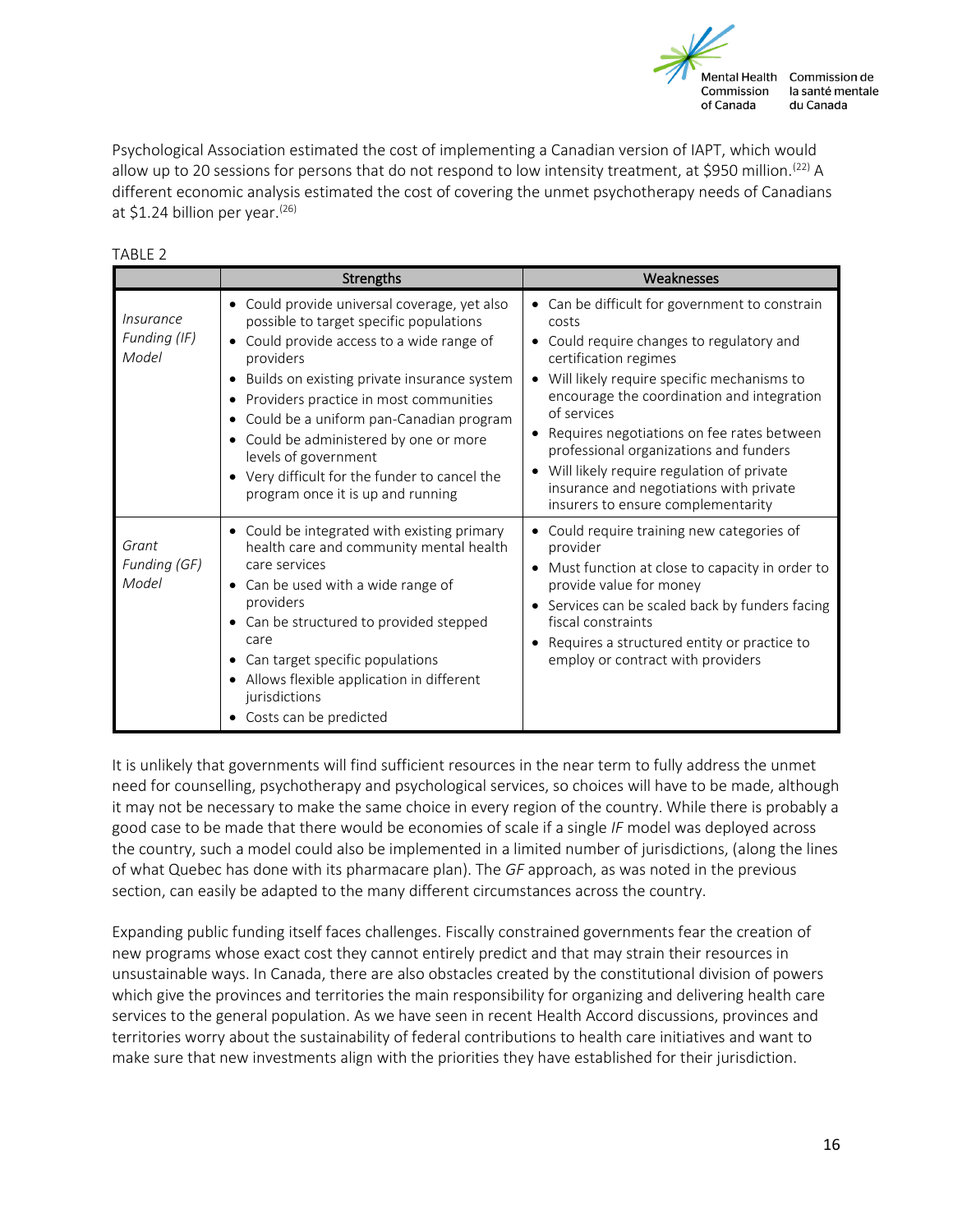Psychological Association estimated the cost of implementing a Canadian version of IAPT, which would allow up to 20 sessions for persons that do not respond to low intensity treatment, at $950 million.[22] A different economic analysis estimated the cost of covering the unmet psychotherapy needs of Canadians at $1.24 billion per year.[26]

TABLE 2

| | Strengths | Weaknesses |
|---|---|---|
| *Insurance Funding (IF) Model* | • Could provide universal coverage, yet also possible to target specific populations<br>• Could provide access to a wide range of providers<br>• Builds on existing private insurance system<br>• Providers practice in most communities<br>• Could be a uniform pan-Canadian program<br>• Could be administered by one or more levels of government<br>• Very difficult for the funder to cancel the program once it is up and running | • Can be difficult for government to constrain costs<br>• Could require changes to regulatory and certification regimes<br>• Will likely require specific mechanisms to encourage the coordination and integration of services<br>• Requires negotiations on fee rates between professional organizations and funders<br>• Will likely require regulation of private insurance and negotiations with private insurers to ensure complementarity |
| *Grant Funding (GF) Model* | • Could be integrated with existing primary health care and community mental health care services<br>• Can be used with a wide range of providers<br>• Can be structured to provided stepped care<br>• Can target specific populations<br>• Allows flexible application in different jurisdictions<br>• Costs can be predicted | • Could require training new categories of provider<br>• Must function at close to capacity in order to provide value for money<br>• Services can be scaled back by funders facing fiscal constraints<br>• Requires a structured entity or practice to employ or contract with providers |

It is unlikely that governments will find sufficient resources in the near term to fully address the unmet need for counselling, psychotherapy and psychological services, so choices will have to be made, although it may not be necessary to make the same choice in every region of the country. While there is probably a good case to be made that there would be economies of scale if a single *IF* model was deployed across the country, such a model could also be implemented in a limited number of jurisdictions, (along the lines of what Quebec has done with its pharmacare plan). The *GF* approach, as was noted in the previous section, can easily be adapted to the many different circumstances across the country.

Expanding public funding itself faces challenges. Fiscally constrained governments fear the creation of new programs whose exact cost they cannot entirely predict and that may strain their resources in unsustainable ways. In Canada, there are also obstacles created by the constitutional division of powers which give the provinces and territories the main responsibility for organizing and delivering health care services to the general population. As we have seen in recent Health Accord discussions, provinces and territories worry about the sustainability of federal contributions to health care initiatives and want to make sure that new investments align with the priorities they have established for their jurisdiction.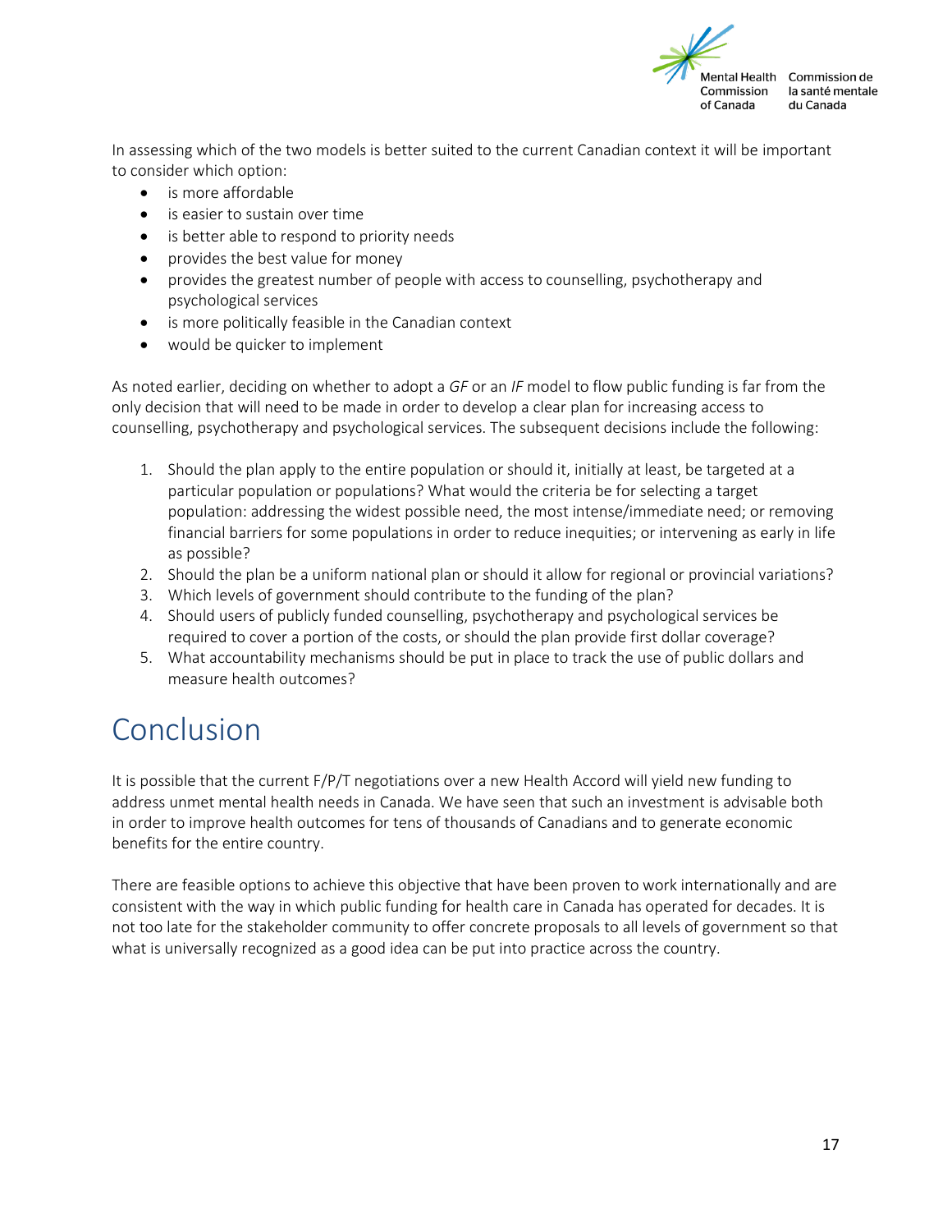In assessing which of the two models is better suited to the current Canadian context it will be important to consider which option:

- is more affordable
- is easier to sustain over time
- is better able to respond to priority needs
- provides the best value for money
- provides the greatest number of people with access to counselling, psychotherapy and psychological services
- is more politically feasible in the Canadian context
- would be quicker to implement

As noted earlier, deciding on whether to adopt a *GF* or an *IF* model to flow public funding is far from the only decision that will need to be made in order to develop a clear plan for increasing access to counselling, psychotherapy and psychological services. The subsequent decisions include the following:

1. Should the plan apply to the entire population or should it, initially at least, be targeted at a particular population or populations? What would the criteria be for selecting a target population: addressing the widest possible need, the most intense/immediate need; or removing financial barriers for some populations in order to reduce inequities; or intervening as early in life as possible?
2. Should the plan be a uniform national plan or should it allow for regional or provincial variations?
3. Which levels of government should contribute to the funding of the plan?
4. Should users of publicly funded counselling, psychotherapy and psychological services be required to cover a portion of the costs, or should the plan provide first dollar coverage?
5. What accountability mechanisms should be put in place to track the use of public dollars and measure health outcomes?

# Conclusion

It is possible that the current F/P/T negotiations over a new Health Accord will yield new funding to address unmet mental health needs in Canada. We have seen that such an investment is advisable both in order to improve health outcomes for tens of thousands of Canadians and to generate economic benefits for the entire country.

There are feasible options to achieve this objective that have been proven to work internationally and are consistent with the way in which public funding for health care in Canada has operated for decades. It is not too late for the stakeholder community to offer concrete proposals to all levels of government so that what is universally recognized as a good idea can be put into practice across the country.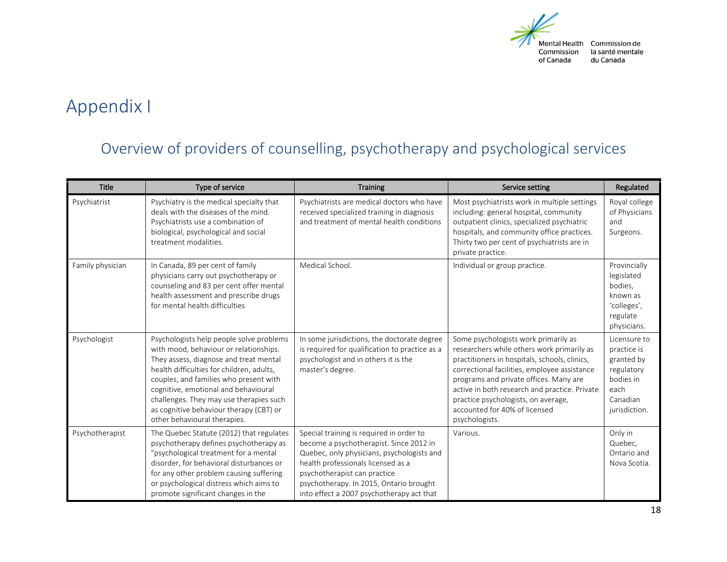# Appendix I

## Overview of providers of counselling, psychotherapy and psychological services

| Title | Type of service | Training | Service setting | Regulated |
|---|---|---|---|---|
| Psychiatrist | Psychiatry is the medical specialty that deals with the diseases of the mind. Psychiatrists use a combination of biological, psychological and social treatment modalities. | Psychiatrists are medical doctors who have received specialized training in diagnosis and treatment of mental health conditions | Most psychiatrists work in multiple settings including: general hospital, community outpatient clinics, specialized psychiatric hospitals, and community office practices. Thirty two per cent of psychiatrists are in private practice. | Royal college of Physicians and Surgeons. |
| Family physician | In Canada, 89 per cent of family physicians carry out psychotherapy or counseling and 83 per cent offer mental health assessment and prescribe drugs for mental health difficulties | Medical School. | Individual or group practice. | Provincially legislated bodies, known as 'colleges', regulate physicians. |
| Psychologist | Psychologists help people solve problems with mood, behaviour or relationships. They assess, diagnose and treat mental health difficulties for children, adults, couples, and families who present with cognitive, emotional and behavioural challenges. They may use therapies such as cognitive behaviour therapy (CBT) or other behavioural therapies. | In some jurisdictions, the doctorate degree is required for qualification to practice as a psychologist and in others it is the master's degree. | Some psychologists work primarily as researchers while others work primarily as practitioners in hospitals, schools, clinics, correctional facilities, employee assistance programs and private offices. Many are active in both research and practice. Private practice psychologists, on average, accounted for 40% of licensed psychologists. | Licensure to practice is granted by regulatory bodies in each Canadian jurisdiction. |
| Psychotherapist | The Quebec Statute (2012) that regulates psychotherapy defines psychotherapy as "psychological treatment for a mental disorder, for behavioral disturbances or for any other problem causing suffering or psychological distress which aims to promote significant changes in the | Special training is required in order to become a psychotherapist. Since 2012 in Quebec, only physicians, psychologists and health professionals licensed as a psychotherapist can practice psychotherapy. In 2015, Ontario brought into effect a 2007 psychotherapy act that | Various. | Only in Quebec, Ontario and Nova Scotia. |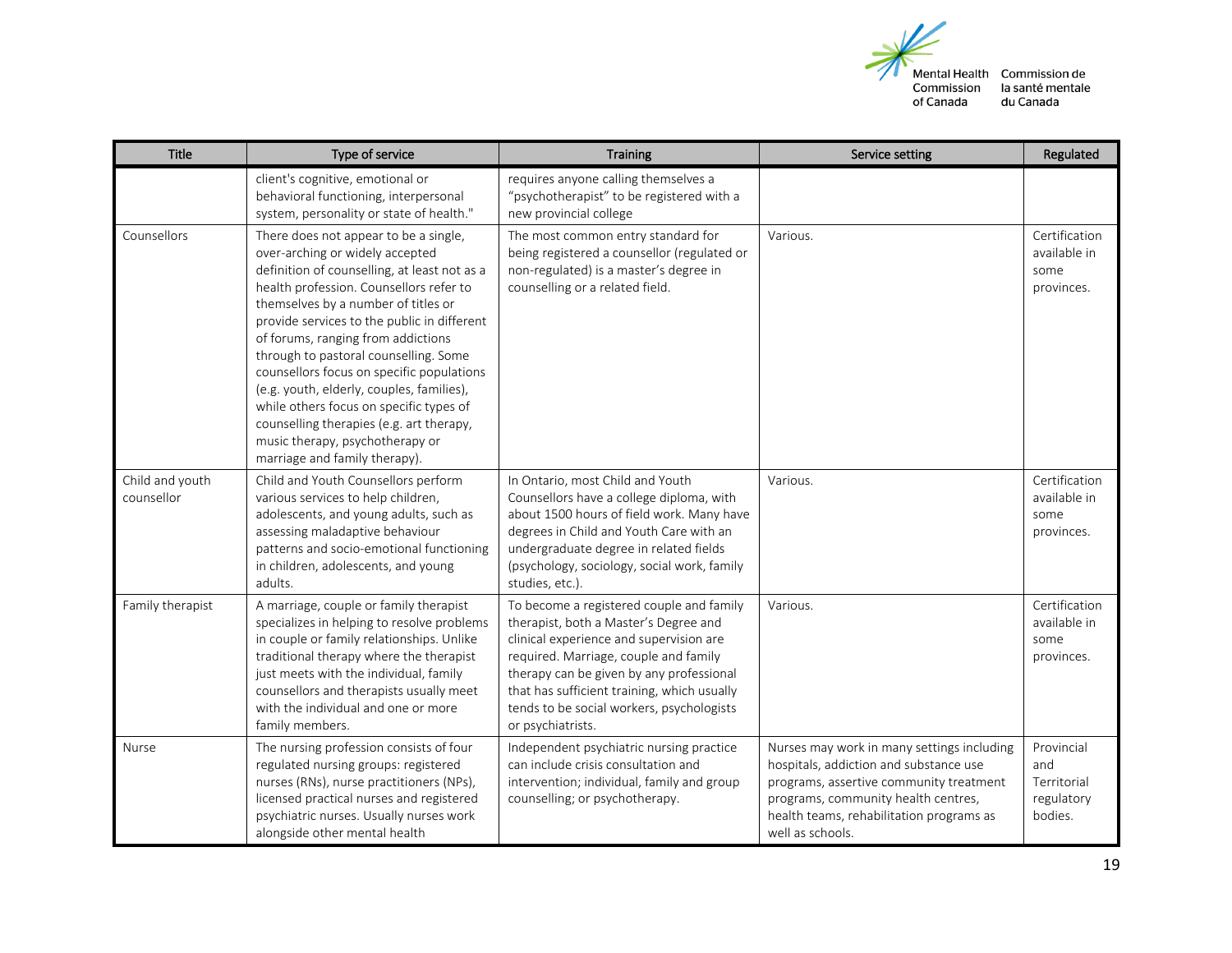| Title | Type of service | Training | Service setting | Regulated |
|---|---|---|---|---|
| | client's cognitive, emotional or behavioral functioning, interpersonal system, personality or state of health." | requires anyone calling themselves a "psychotherapist" to be registered with a new provincial college | | |
| Counsellors | There does not appear to be a single, over-arching or widely accepted definition of counselling, at least not as a health profession. Counsellors refer to themselves by a number of titles or provide services to the public in different of forums, ranging from addictions through to pastoral counselling. Some counsellors focus on specific populations (e.g. youth, elderly, couples, families), while others focus on specific types of counselling therapies (e.g. art therapy, music therapy, psychotherapy or marriage and family therapy). | The most common entry standard for being registered a counsellor (regulated or non-regulated) is a master's degree in counselling or a related field. | Various. | Certification available in some provinces. |
| Child and youth counsellor | Child and Youth Counsellors perform various services to help children, adolescents, and young adults, such as assessing maladaptive behaviour patterns and socio-emotional functioning in children, adolescents, and young adults. | In Ontario, most Child and Youth Counsellors have a college diploma, with about 1500 hours of field work. Many have degrees in Child and Youth Care with an undergraduate degree in related fields (psychology, sociology, social work, family studies, etc.). | Various. | Certification available in some provinces. |
| Family therapist | A marriage, couple or family therapist specializes in helping to resolve problems in couple or family relationships. Unlike traditional therapy where the therapist just meets with the individual, family counsellors and therapists usually meet with the individual and one or more family members. | To become a registered couple and family therapist, both a Master's Degree and clinical experience and supervision are required. Marriage, couple and family therapy can be given by any professional that has sufficient training, which usually tends to be social workers, psychologists or psychiatrists. | Various. | Certification available in some provinces. |
| Nurse | The nursing profession consists of four regulated nursing groups: registered nurses (RNs), nurse practitioners (NPs), licensed practical nurses and registered psychiatric nurses. Usually nurses work alongside other mental health | Independent psychiatric nursing practice can include crisis consultation and intervention; individual, family and group counselling; or psychotherapy. | Nurses may work in many settings including hospitals, addiction and substance use programs, assertive community treatment programs, community health centres, health teams, rehabilitation programs as well as schools. | Provincial and Territorial regulatory bodies. |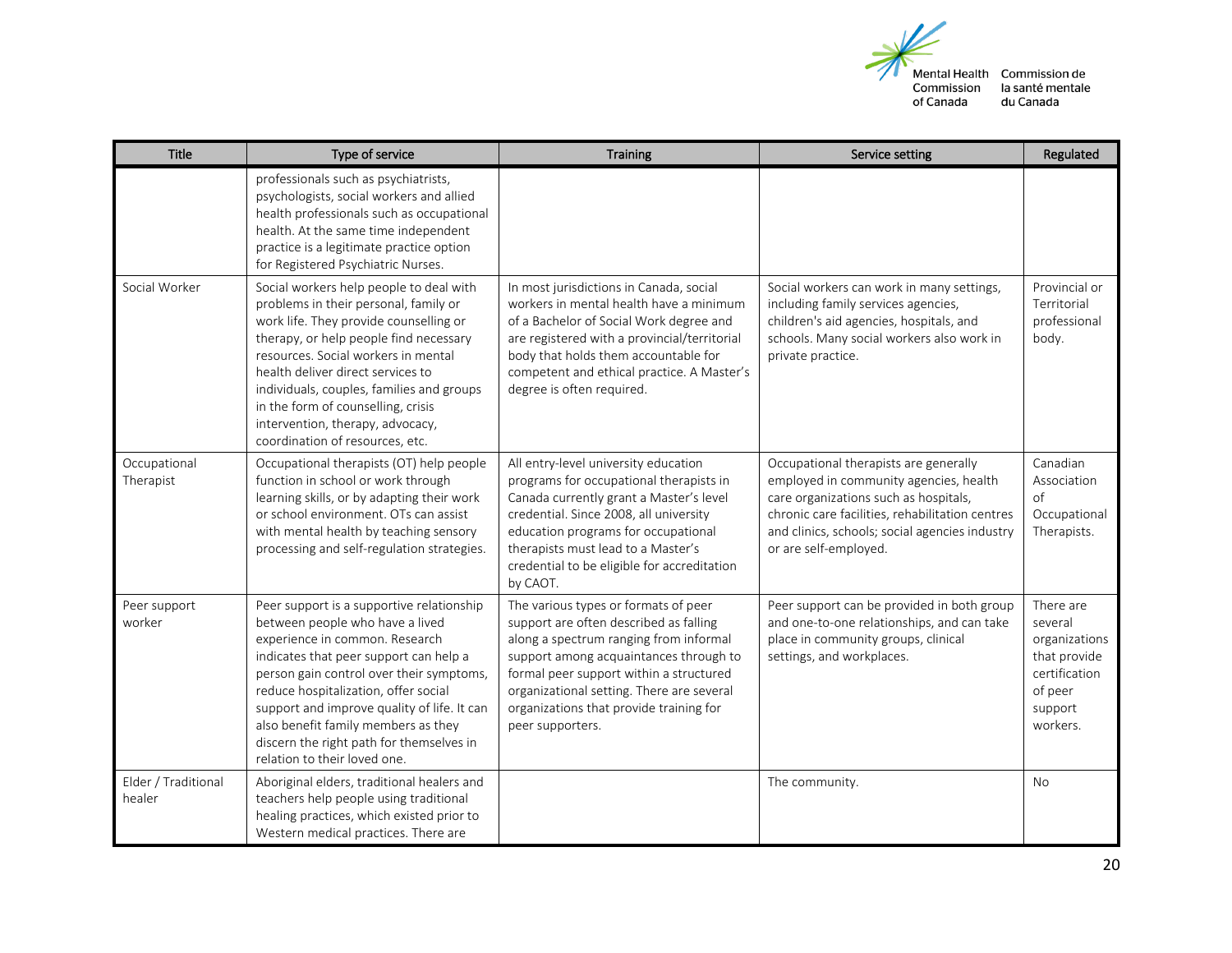| Title | Type of service | Training | Service setting | Regulated |
| --- | --- | --- | --- | --- |
| | professionals such as psychiatrists, psychologists, social workers and allied health professionals such as occupational health. At the same time independent practice is a legitimate practice option for Registered Psychiatric Nurses. | | | |
| Social Worker | Social workers help people to deal with problems in their personal, family or work life. They provide counselling or therapy, or help people find necessary resources. Social workers in mental health deliver direct services to individuals, couples, families and groups in the form of counselling, crisis intervention, therapy, advocacy, coordination of resources, etc. | In most jurisdictions in Canada, social workers in mental health have a minimum of a Bachelor of Social Work degree and are registered with a provincial/territorial body that holds them accountable for competent and ethical practice. A Master's degree is often required. | Social workers can work in many settings, including family services agencies, children's aid agencies, hospitals, and schools. Many social workers also work in private practice. | Provincial or Territorial professional body. |
| Occupational Therapist | Occupational therapists (OT) help people function in school or work through learning skills, or by adapting their work or school environment. OTs can assist with mental health by teaching sensory processing and self-regulation strategies. | All entry-level university education programs for occupational therapists in Canada currently grant a Master's level credential. Since 2008, all university education programs for occupational therapists must lead to a Master's credential to be eligible for accreditation by CAOT. | Occupational therapists are generally employed in community agencies, health care organizations such as hospitals, chronic care facilities, rehabilitation centres and clinics, schools; social agencies industry or are self-employed. | Canadian Association of Occupational Therapists. |
| Peer support worker | Peer support is a supportive relationship between people who have a lived experience in common. Research indicates that peer support can help a person gain control over their symptoms, reduce hospitalization, offer social support and improve quality of life. It can also benefit family members as they discern the right path for themselves in relation to their loved one. | The various types or formats of peer support are often described as falling along a spectrum ranging from informal support among acquaintances through to formal peer support within a structured organizational setting. There are several organizations that provide training for peer supporters. | Peer support can be provided in both group and one-to-one relationships, and can take place in community groups, clinical settings, and workplaces. | There are several organizations that provide certification of peer support workers. |
| Elder / Traditional healer | Aboriginal elders, traditional healers and teachers help people using traditional healing practices, which existed prior to Western medical practices. There are | | The community. | No |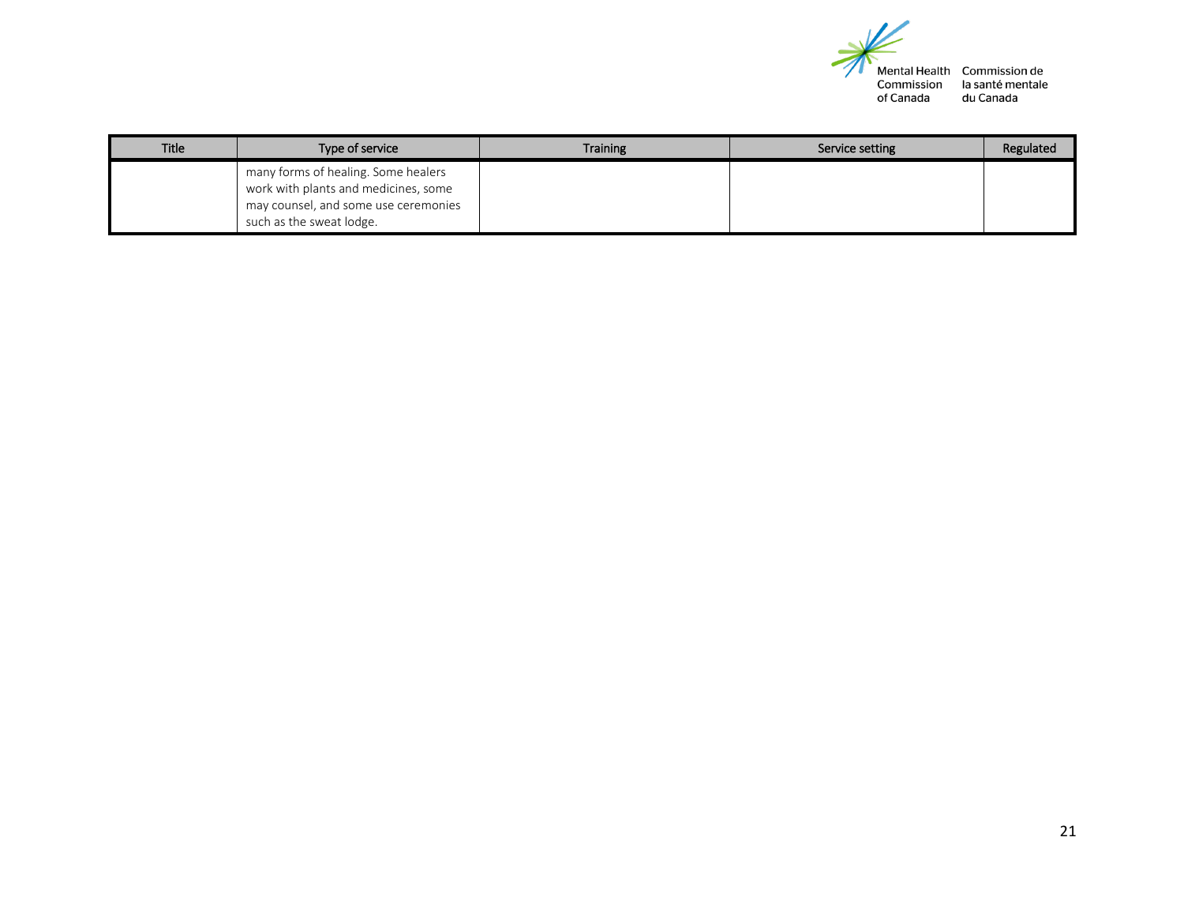| Title | Type of service | Training | Service setting | Regulated |
|---|---|---|---|---|
| | many forms of healing. Some healers work with plants and medicines, some may counsel, and some use ceremonies such as the sweat lodge. | | | |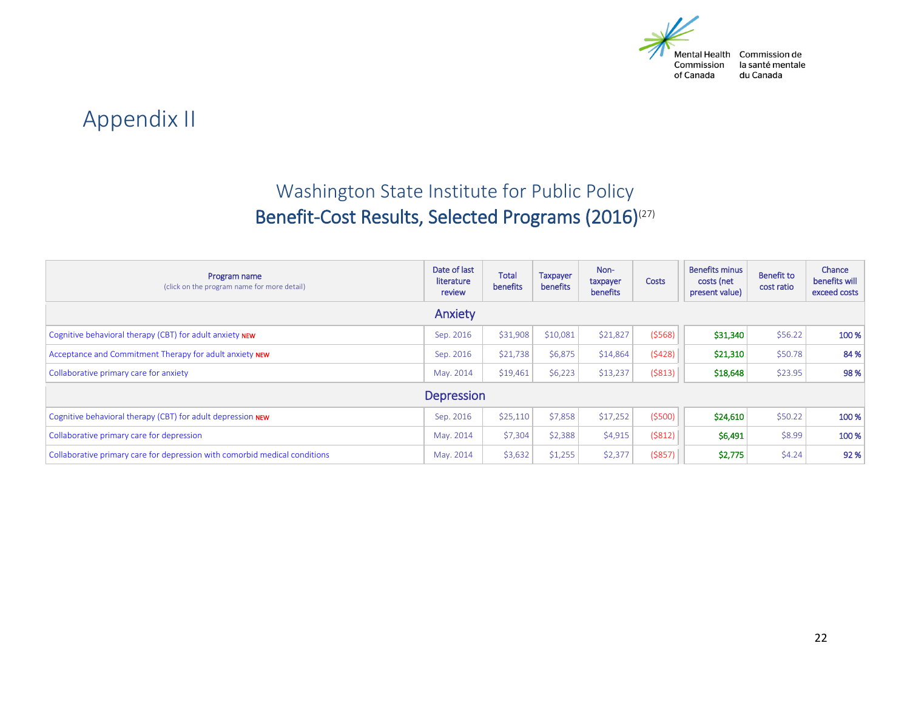# Appendix II

## Washington State Institute for Public Policy

## Benefit-Cost Results, Selected Programs (2016)[27]

| Program name (click on the program name for more detail) | Date of last literature review | Total benefits | Taxpayer benefits | Non-taxpayer benefits | Costs | Benefits minus costs (net present value) | Benefit to cost ratio | Chance benefits will exceed costs |
|---|---|---|---|---|---|---|---|---|
| **Anxiety** | | | | | | | | |
| Cognitive behavioral therapy (CBT) for adult anxiety NEW | Sep. 2016 | $31,908 | $10,081 | $21,827 | ($568) | $31,340 | $56.22 | 100 % |
| Acceptance and Commitment Therapy for adult anxiety NEW | Sep. 2016 | $21,738 | $6,875 | $14,864 | ($428) | $21,310 | $50.78 | 84 % |
| Collaborative primary care for anxiety | May. 2014 | $19,461 | $6,223 | $13,237 | ($813) | $18,648 | $23.95 | 98 % |
| **Depression** | | | | | | | | |
| Cognitive behavioral therapy (CBT) for adult depression NEW | Sep. 2016 | $25,110 | $7,858 | $17,252 | ($500) | $24,610 | $50.22 | 100 % |
| Collaborative primary care for depression | May. 2014 | $7,304 | $2,388 | $4,915 | ($812) | $6,491 | $8.99 | 100 % |
| Collaborative primary care for depression with comorbid medical conditions | May. 2014 | $3,632 | $1,255 | $2,377 | ($857) | $2,775 | $4.24 | 92 % |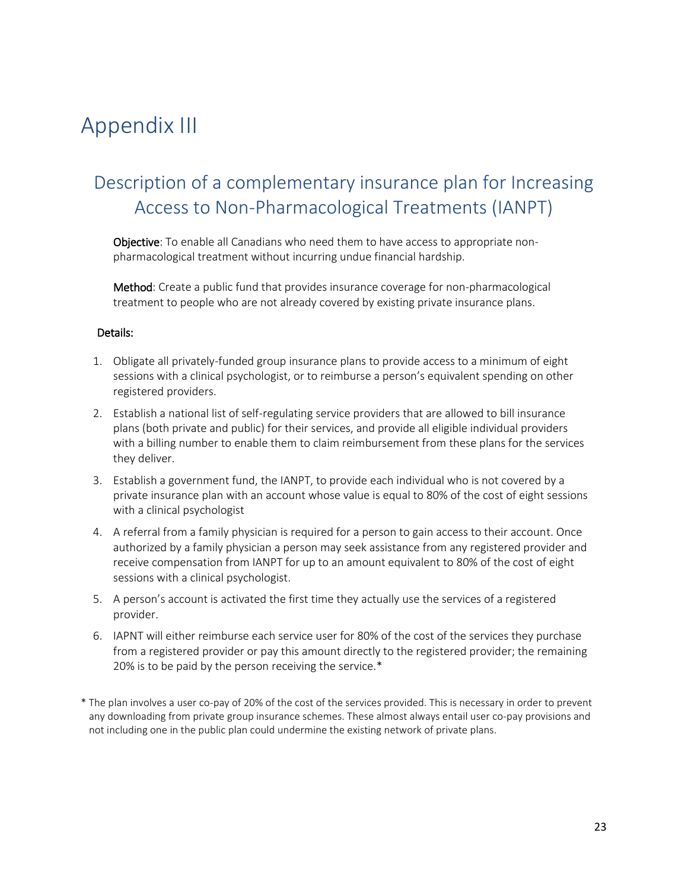# Appendix III

## Description of a complementary insurance plan for Increasing Access to Non-Pharmacological Treatments (IANPT)

**Objective**: To enable all Canadians who need them to have access to appropriate non-pharmacological treatment without incurring undue financial hardship.

**Method**: Create a public fund that provides insurance coverage for non-pharmacological treatment to people who are not already covered by existing private insurance plans.

**Details:**

1. Obligate all privately-funded group insurance plans to provide access to a minimum of eight sessions with a clinical psychologist, or to reimburse a person's equivalent spending on other registered providers.
2. Establish a national list of self-regulating service providers that are allowed to bill insurance plans (both private and public) for their services, and provide all eligible individual providers with a billing number to enable them to claim reimbursement from these plans for the services they deliver.
3. Establish a government fund, the IANPT, to provide each individual who is not covered by a private insurance plan with an account whose value is equal to 80% of the cost of eight sessions with a clinical psychologist
4. A referral from a family physician is required for a person to gain access to their account. Once authorized by a family physician a person may seek assistance from any registered provider and receive compensation from IANPT for up to an amount equivalent to 80% of the cost of eight sessions with a clinical psychologist.
5. A person's account is activated the first time they actually use the services of a registered provider.
6. IAPNT will either reimburse each service user for 80% of the cost of the services they purchase from a registered provider or pay this amount directly to the registered provider; the remaining 20% is to be paid by the person receiving the service.*

* The plan involves a user co-pay of 20% of the cost of the services provided. This is necessary in order to prevent any downloading from private group insurance schemes. These almost always entail user co-pay provisions and not including one in the public plan could undermine the existing network of private plans.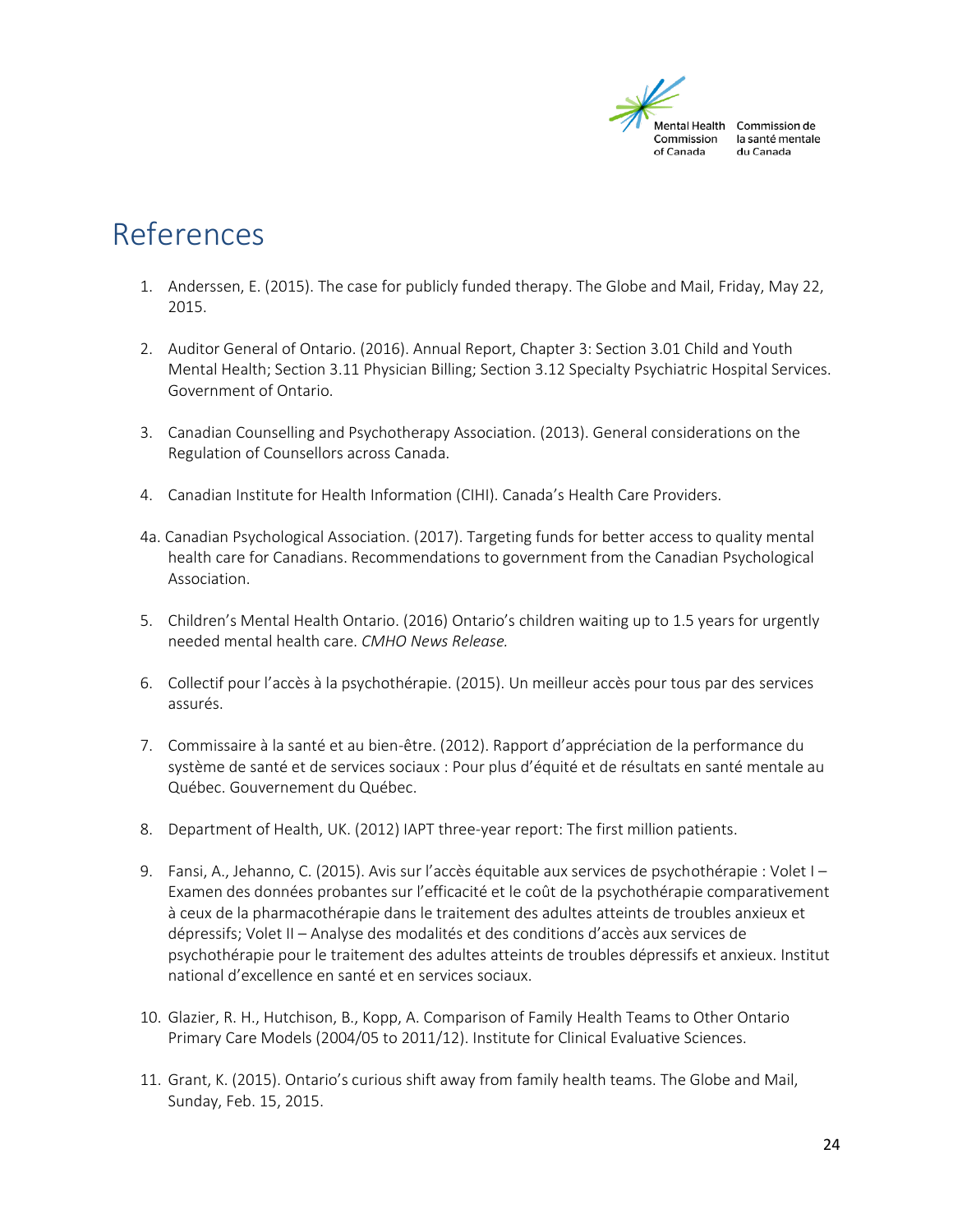# References

1. Anderssen, E. (2015). The case for publicly funded therapy. The Globe and Mail, Friday, May 22, 2015.

2. Auditor General of Ontario. (2016). Annual Report, Chapter 3: Section 3.01 Child and Youth Mental Health; Section 3.11 Physician Billing; Section 3.12 Specialty Psychiatric Hospital Services. Government of Ontario.

3. Canadian Counselling and Psychotherapy Association. (2013). General considerations on the Regulation of Counsellors across Canada.

4. Canadian Institute for Health Information (CIHI). Canada's Health Care Providers.

4a. Canadian Psychological Association. (2017). Targeting funds for better access to quality mental health care for Canadians. Recommendations to government from the Canadian Psychological Association.

5. Children's Mental Health Ontario. (2016) Ontario's children waiting up to 1.5 years for urgently needed mental health care. *CMHO News Release.*

6. Collectif pour l'accès à la psychothérapie. (2015). Un meilleur accès pour tous par des services assurés.

7. Commissaire à la santé et au bien-être. (2012). Rapport d'appréciation de la performance du système de santé et de services sociaux : Pour plus d'équité et de résultats en santé mentale au Québec. Gouvernement du Québec.

8. Department of Health, UK. (2012) IAPT three-year report: The first million patients.

9. Fansi, A., Jehanno, C. (2015). Avis sur l'accès équitable aux services de psychothérapie : Volet I – Examen des données probantes sur l'efficacité et le coût de la psychothérapie comparativement à ceux de la pharmacothérapie dans le traitement des adultes atteints de troubles anxieux et dépressifs; Volet II – Analyse des modalités et des conditions d'accès aux services de psychothérapie pour le traitement des adultes atteints de troubles dépressifs et anxieux. Institut national d'excellence en santé et en services sociaux.

10. Glazier, R. H., Hutchison, B., Kopp, A. Comparison of Family Health Teams to Other Ontario Primary Care Models (2004/05 to 2011/12). Institute for Clinical Evaluative Sciences.

11. Grant, K. (2015). Ontario's curious shift away from family health teams. The Globe and Mail, Sunday, Feb. 15, 2015.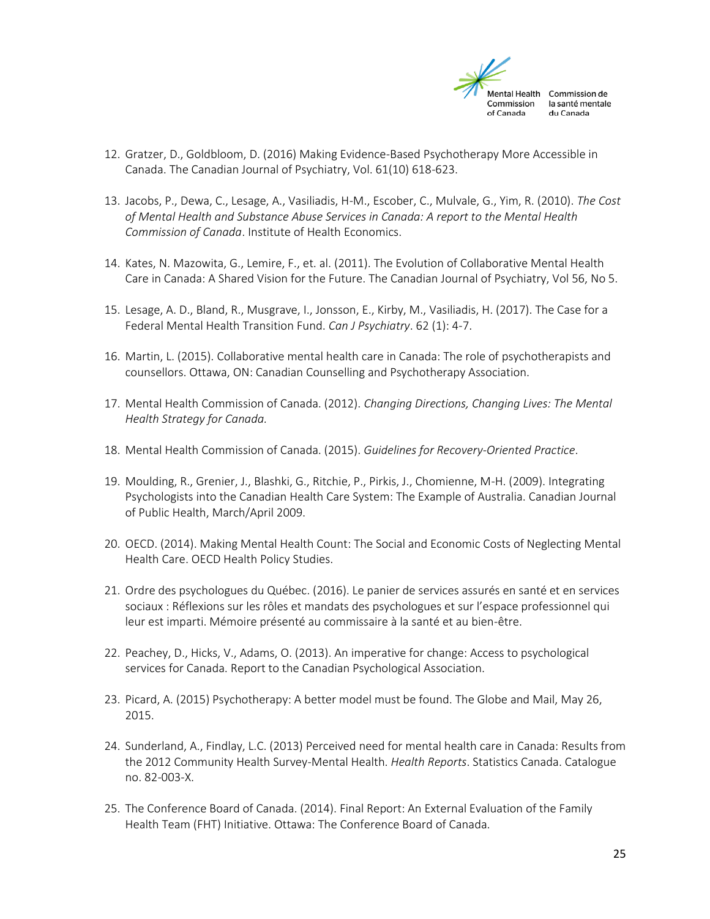12. Gratzer, D., Goldbloom, D. (2016) Making Evidence-Based Psychotherapy More Accessible in Canada. The Canadian Journal of Psychiatry, Vol. 61(10) 618-623.

13. Jacobs, P., Dewa, C., Lesage, A., Vasiliadis, H-M., Escober, C., Mulvale, G., Yim, R. (2010). *The Cost of Mental Health and Substance Abuse Services in Canada: A report to the Mental Health Commission of Canada*. Institute of Health Economics.

14. Kates, N. Mazowita, G., Lemire, F., et. al. (2011). The Evolution of Collaborative Mental Health Care in Canada: A Shared Vision for the Future. The Canadian Journal of Psychiatry, Vol 56, No 5.

15. Lesage, A. D., Bland, R., Musgrave, I., Jonsson, E., Kirby, M., Vasiliadis, H. (2017). The Case for a Federal Mental Health Transition Fund. *Can J Psychiatry*. 62 (1): 4-7.

16. Martin, L. (2015). Collaborative mental health care in Canada: The role of psychotherapists and counsellors. Ottawa, ON: Canadian Counselling and Psychotherapy Association.

17. Mental Health Commission of Canada. (2012). *Changing Directions, Changing Lives: The Mental Health Strategy for Canada.*

18. Mental Health Commission of Canada. (2015). *Guidelines for Recovery-Oriented Practice*.

19. Moulding, R., Grenier, J., Blashki, G., Ritchie, P., Pirkis, J., Chomienne, M-H. (2009). Integrating Psychologists into the Canadian Health Care System: The Example of Australia. Canadian Journal of Public Health, March/April 2009.

20. OECD. (2014). Making Mental Health Count: The Social and Economic Costs of Neglecting Mental Health Care. OECD Health Policy Studies.

21. Ordre des psychologues du Québec. (2016). Le panier de services assurés en santé et en services sociaux : Réflexions sur les rôles et mandats des psychologues et sur l'espace professionnel qui leur est imparti. Mémoire présenté au commissaire à la santé et au bien-être.

22. Peachey, D., Hicks, V., Adams, O. (2013). An imperative for change: Access to psychological services for Canada. Report to the Canadian Psychological Association.

23. Picard, A. (2015) Psychotherapy: A better model must be found. The Globe and Mail, May 26, 2015.

24. Sunderland, A., Findlay, L.C. (2013) Perceived need for mental health care in Canada: Results from the 2012 Community Health Survey-Mental Health. *Health Reports*. Statistics Canada. Catalogue no. 82-003-X.

25. The Conference Board of Canada. (2014). Final Report: An External Evaluation of the Family Health Team (FHT) Initiative. Ottawa: The Conference Board of Canada.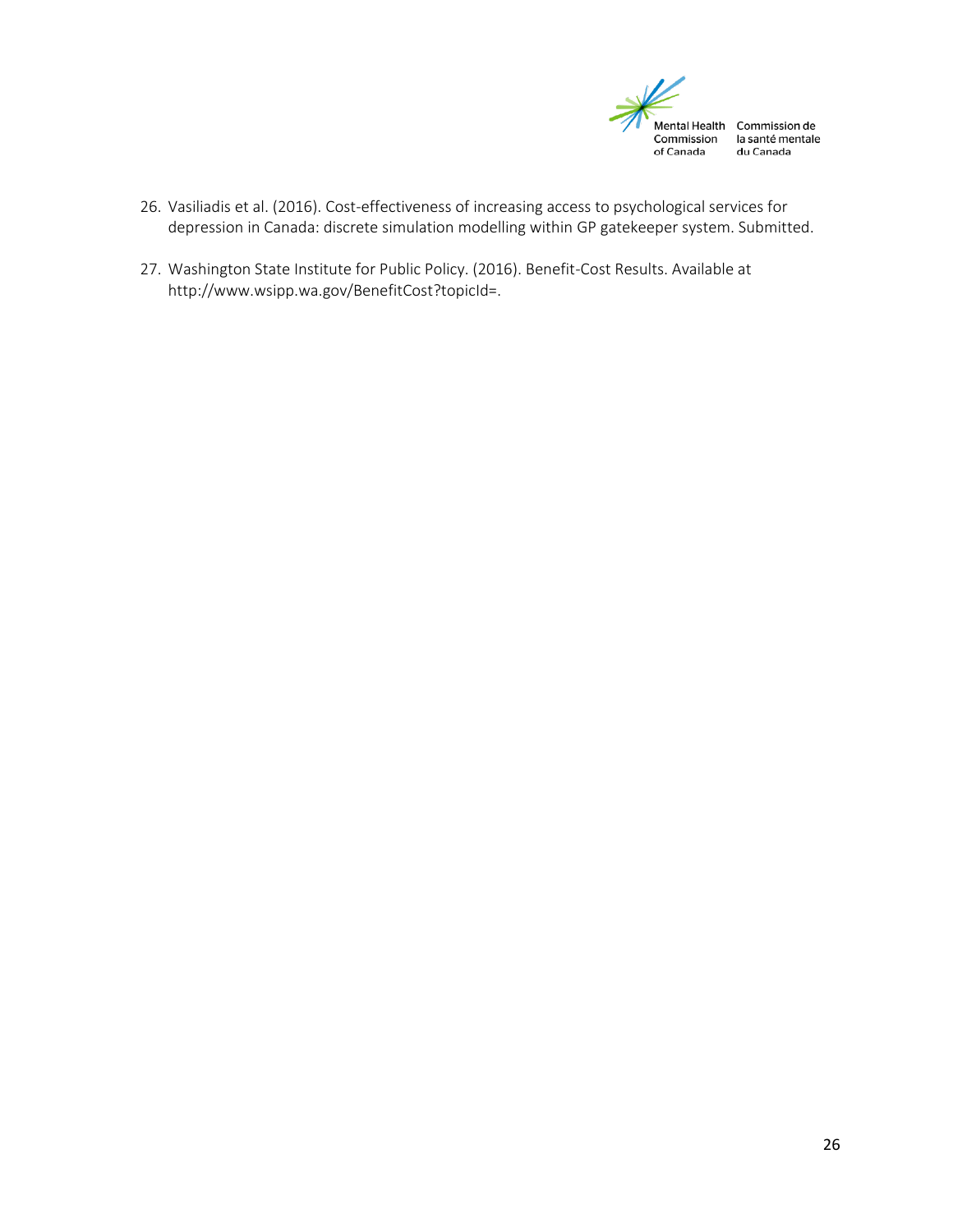26. Vasiliadis et al. (2016). Cost-effectiveness of increasing access to psychological services for depression in Canada: discrete simulation modelling within GP gatekeeper system. Submitted.

27. Washington State Institute for Public Policy. (2016). Benefit-Cost Results. Available at http://www.wsipp.wa.gov/BenefitCost?topicId=.